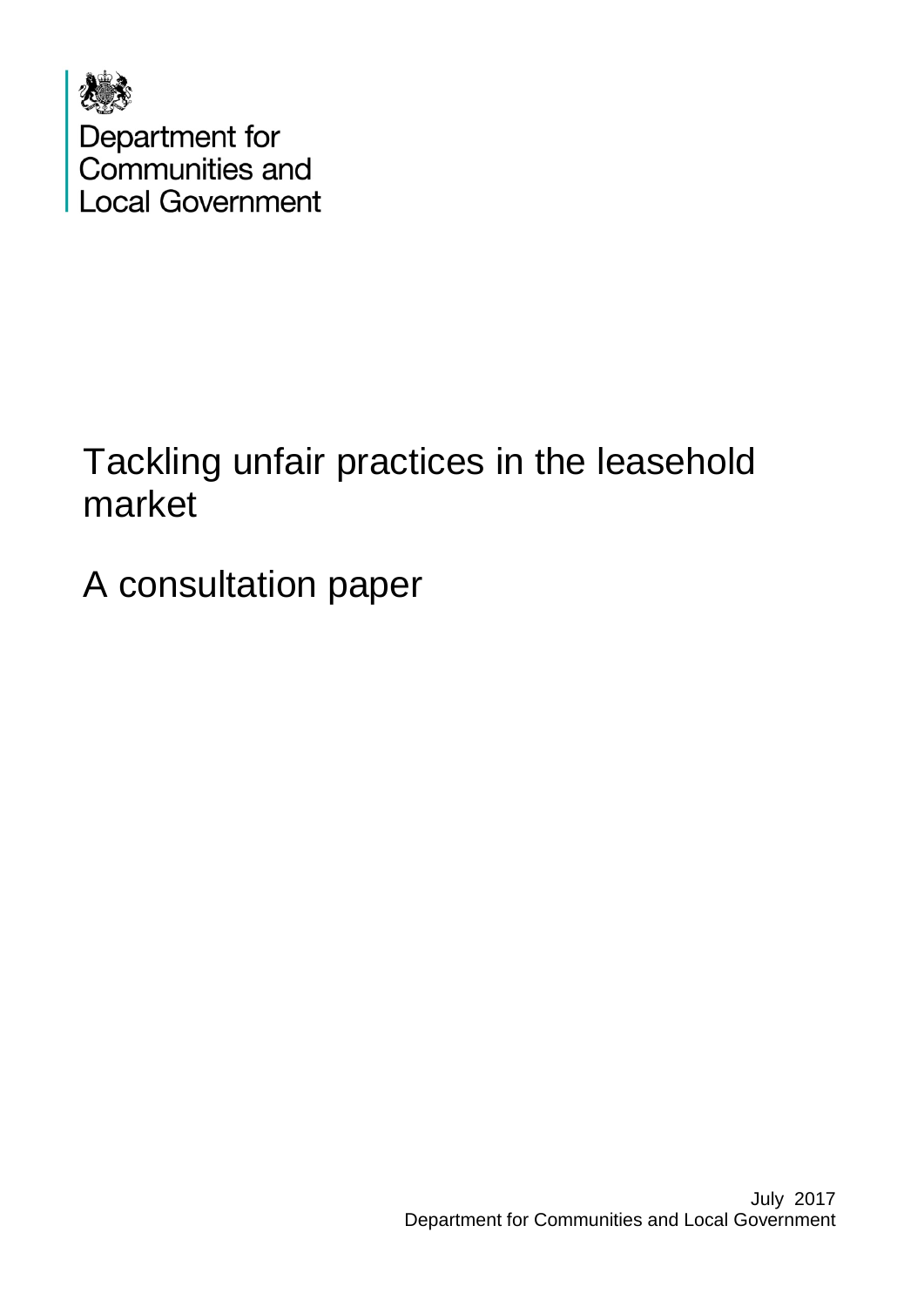Department for Communities and Local Government

# Tackling unfair practices in the leasehold market

## A consultation paper

July 2017
Department for Communities and Local Government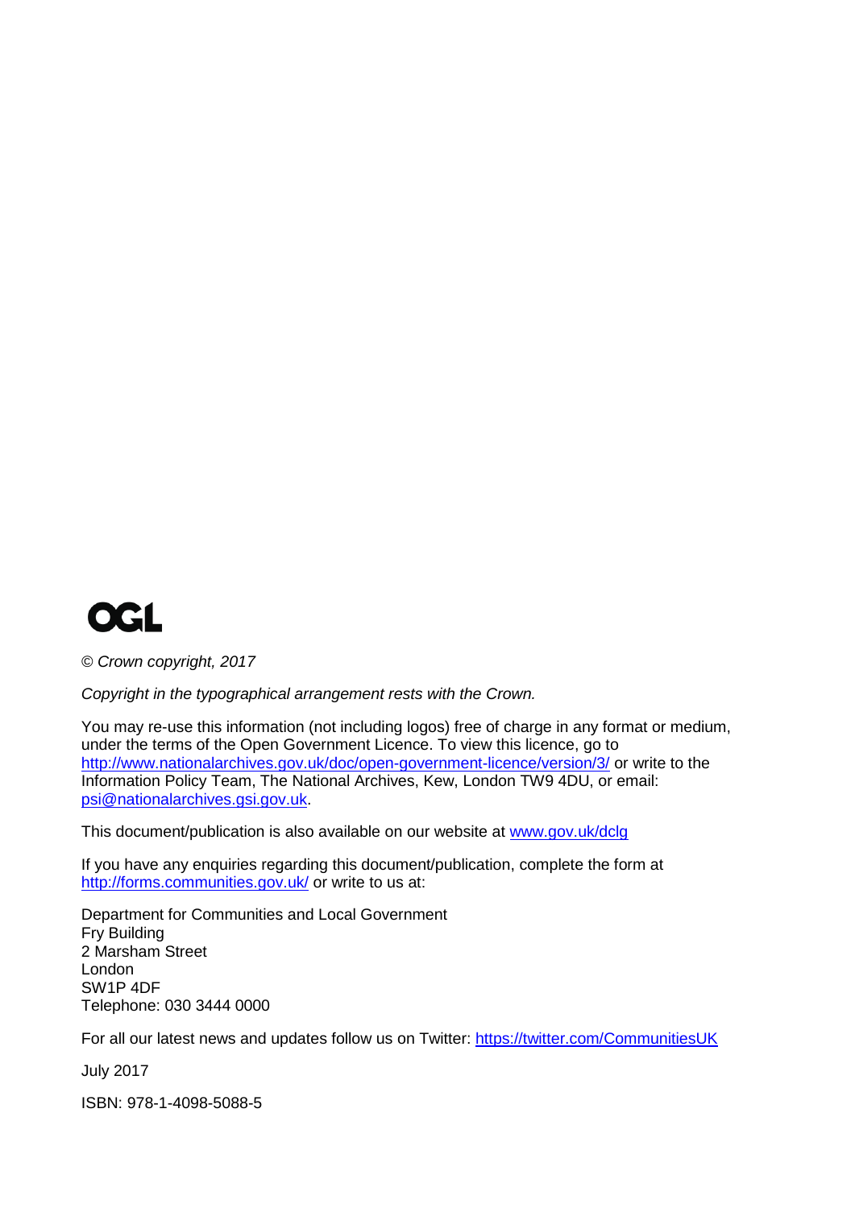OGL

*© Crown copyright, 2017*

*Copyright in the typographical arrangement rests with the Crown.*

You may re-use this information (not including logos) free of charge in any format or medium, under the terms of the Open Government Licence. To view this licence, go to http://www.nationalarchives.gov.uk/doc/open-government-licence/version/3/ or write to the Information Policy Team, The National Archives, Kew, London TW9 4DU, or email: psi@nationalarchives.gsi.gov.uk.

This document/publication is also available on our website at www.gov.uk/dclg

If you have any enquiries regarding this document/publication, complete the form at http://forms.communities.gov.uk/ or write to us at:

Department for Communities and Local Government
Fry Building
2 Marsham Street
London
SW1P 4DF
Telephone: 030 3444 0000

For all our latest news and updates follow us on Twitter: https://twitter.com/CommunitiesUK

July 2017

ISBN: 978-1-4098-5088-5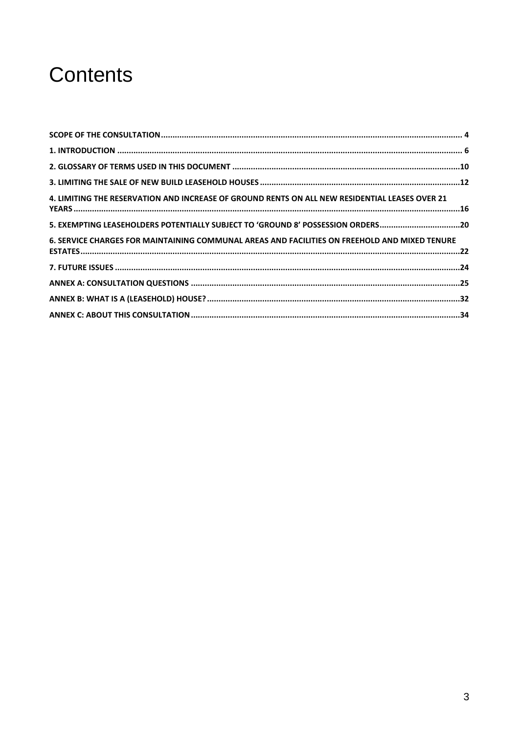# Contents

SCOPE OF THE CONSULTATION .......... 4

1. INTRODUCTION .......... 6

2. GLOSSARY OF TERMS USED IN THIS DOCUMENT .......... 10

3. LIMITING THE SALE OF NEW BUILD LEASEHOLD HOUSES .......... 12

4. LIMITING THE RESERVATION AND INCREASE OF GROUND RENTS ON ALL NEW RESIDENTIAL LEASES OVER 21 YEARS .......... 16

5. EXEMPTING LEASEHOLDERS POTENTIALLY SUBJECT TO 'GROUND 8' POSSESSION ORDERS .......... 20

6. SERVICE CHARGES FOR MAINTAINING COMMUNAL AREAS AND FACILITIES ON FREEHOLD AND MIXED TENURE ESTATES .......... 22

7. FUTURE ISSUES .......... 24

ANNEX A: CONSULTATION QUESTIONS .......... 25

ANNEX B: WHAT IS A (LEASEHOLD) HOUSE? .......... 32

ANNEX C: ABOUT THIS CONSULTATION .......... 34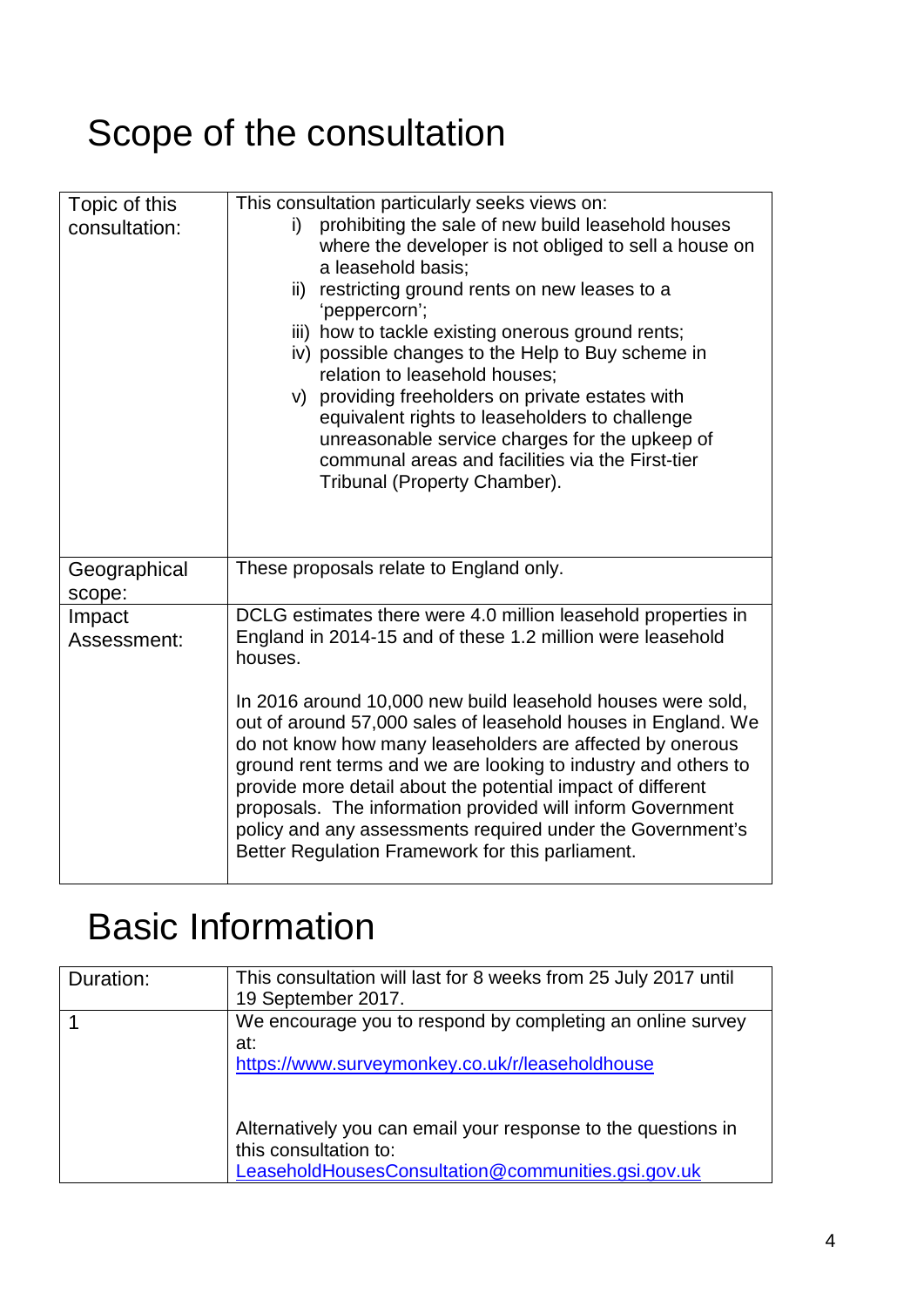# Scope of the consultation

| | |
|---|---|
| Topic of this consultation: | This consultation particularly seeks views on:<br>i) prohibiting the sale of new build leasehold houses where the developer is not obliged to sell a house on a leasehold basis;<br>ii) restricting ground rents on new leases to a 'peppercorn';<br>iii) how to tackle existing onerous ground rents;<br>iv) possible changes to the Help to Buy scheme in relation to leasehold houses;<br>v) providing freeholders on private estates with equivalent rights to leaseholders to challenge unreasonable service charges for the upkeep of communal areas and facilities via the First-tier Tribunal (Property Chamber). |
| Geographical scope: | These proposals relate to England only. |
| Impact Assessment: | DCLG estimates there were 4.0 million leasehold properties in England in 2014-15 and of these 1.2 million were leasehold houses.<br><br>In 2016 around 10,000 new build leasehold houses were sold, out of around 57,000 sales of leasehold houses in England. We do not know how many leaseholders are affected by onerous ground rent terms and we are looking to industry and others to provide more detail about the potential impact of different proposals. The information provided will inform Government policy and any assessments required under the Government's Better Regulation Framework for this parliament. |

# Basic Information

| | |
|---|---|
| Duration: | This consultation will last for 8 weeks from 25 July 2017 until 19 September 2017. |
| 1 | We encourage you to respond by completing an online survey at:<br>https://www.surveymonkey.co.uk/r/leaseholdhouse<br><br>Alternatively you can email your response to the questions in this consultation to:<br>LeaseholdHousesConsultation@communities.gsi.gov.uk |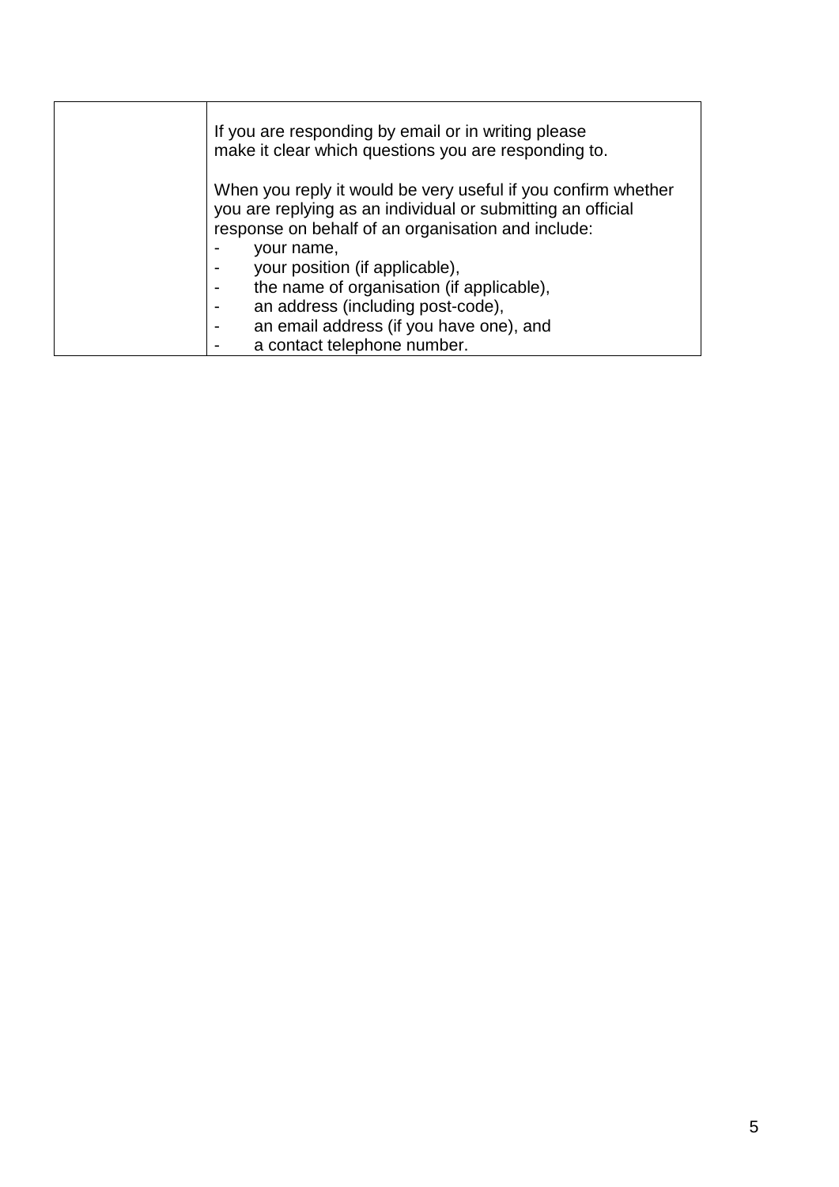| | |
|---|---|
| | If you are responding by email or in writing please make it clear which questions you are responding to.<br><br>When you reply it would be very useful if you confirm whether you are replying as an individual or submitting an official response on behalf of an organisation and include:<br>- your name,<br>- your position (if applicable),<br>- the name of organisation (if applicable),<br>- an address (including post-code),<br>- an email address (if you have one), and<br>- a contact telephone number. |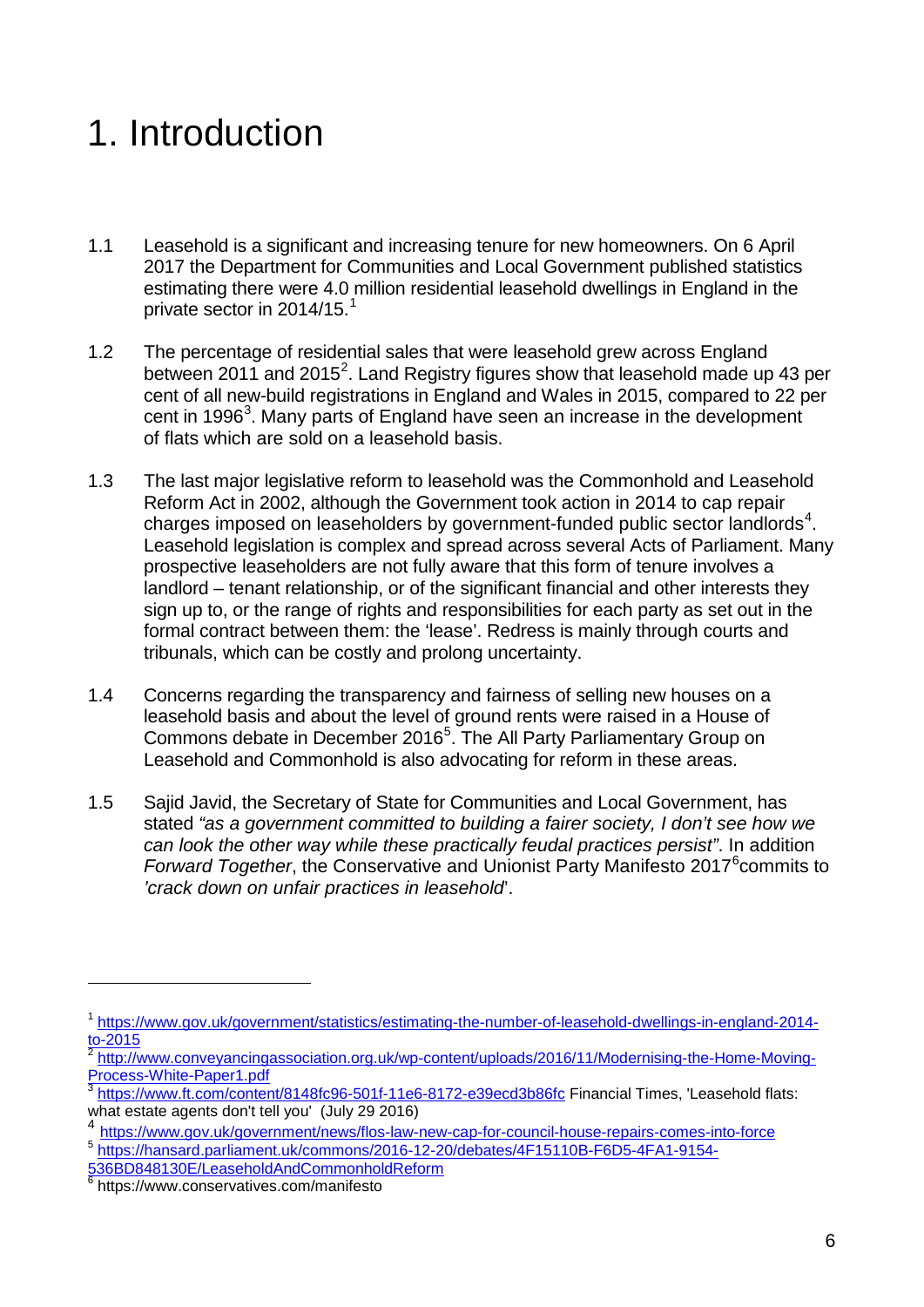# 1. Introduction

1.1 Leasehold is a significant and increasing tenure for new homeowners. On 6 April 2017 the Department for Communities and Local Government published statistics estimating there were 4.0 million residential leasehold dwellings in England in the private sector in 2014/15.[1]

1.2 The percentage of residential sales that were leasehold grew across England between 2011 and 2015[2]. Land Registry figures show that leasehold made up 43 per cent of all new-build registrations in England and Wales in 2015, compared to 22 per cent in 1996[3]. Many parts of England have seen an increase in the development of flats which are sold on a leasehold basis.

1.3 The last major legislative reform to leasehold was the Commonhold and Leasehold Reform Act in 2002, although the Government took action in 2014 to cap repair charges imposed on leaseholders by government-funded public sector landlords[4]. Leasehold legislation is complex and spread across several Acts of Parliament. Many prospective leaseholders are not fully aware that this form of tenure involves a landlord – tenant relationship, or of the significant financial and other interests they sign up to, or the range of rights and responsibilities for each party as set out in the formal contract between them: the 'lease'. Redress is mainly through courts and tribunals, which can be costly and prolong uncertainty.

1.4 Concerns regarding the transparency and fairness of selling new houses on a leasehold basis and about the level of ground rents were raised in a House of Commons debate in December 2016[5]. The All Party Parliamentary Group on Leasehold and Commonhold is also advocating for reform in these areas.

1.5 Sajid Javid, the Secretary of State for Communities and Local Government, has stated *"as a government committed to building a fairer society, I don't see how we can look the other way while these practically feudal practices persist"*. In addition *Forward Together*, the Conservative and Unionist Party Manifesto 2017[6] commits to *'crack down on unfair practices in leasehold*'.

---

[1] https://www.gov.uk/government/statistics/estimating-the-number-of-leasehold-dwellings-in-england-2014-to-2015

[2] http://www.conveyancingassociation.org.uk/wp-content/uploads/2016/11/Modernising-the-Home-Moving-Process-White-Paper1.pdf

[3] https://www.ft.com/content/8148fc96-501f-11e6-8172-e39ecd3b86fc Financial Times, 'Leasehold flats: what estate agents don't tell you' (July 29 2016)

[4] https://www.gov.uk/government/news/flos-law-new-cap-for-council-house-repairs-comes-into-force

[5] https://hansard.parliament.uk/commons/2016-12-20/debates/4F15110B-F6D5-4FA1-9154-536BD848130E/LeaseholdAndCommonholdReform

[6] https://www.conservatives.com/manifesto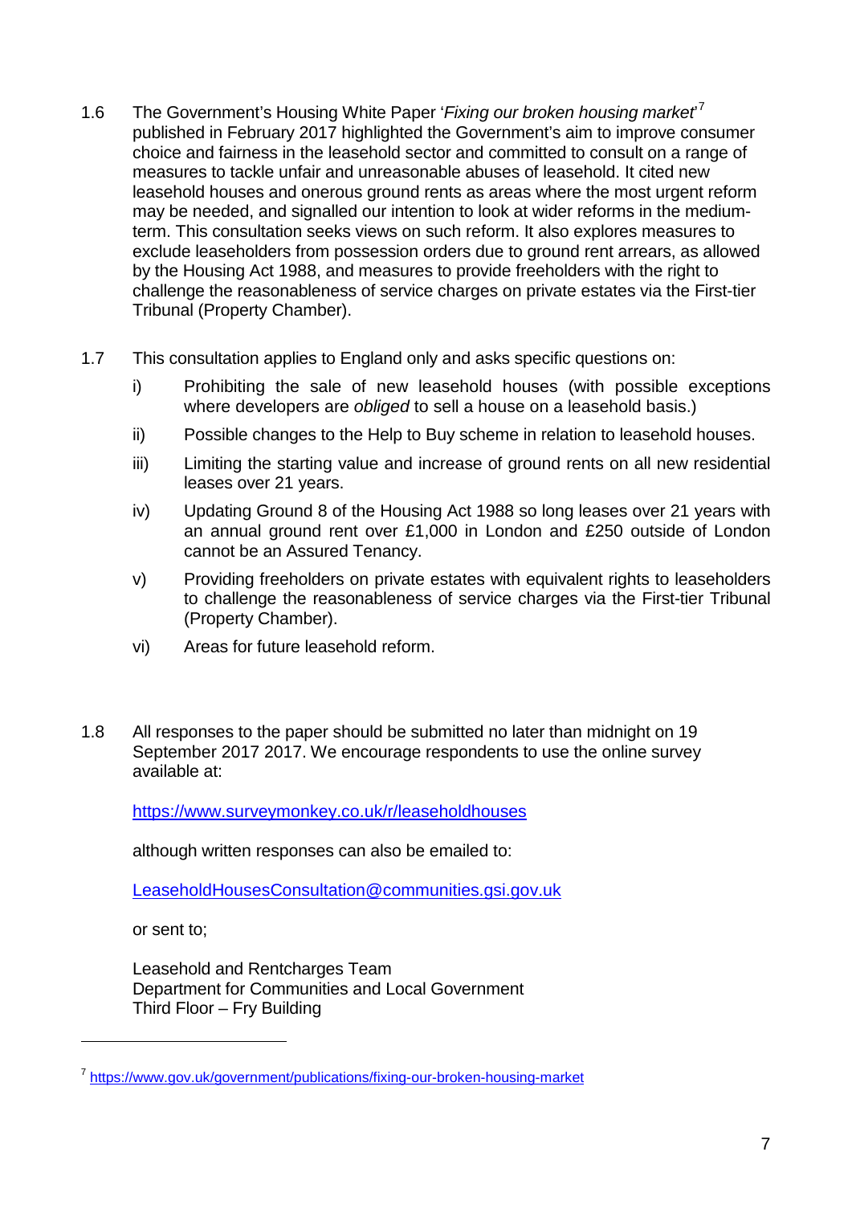1.6 The Government's Housing White Paper '*Fixing our broken housing market*'[7] published in February 2017 highlighted the Government's aim to improve consumer choice and fairness in the leasehold sector and committed to consult on a range of measures to tackle unfair and unreasonable abuses of leasehold. It cited new leasehold houses and onerous ground rents as areas where the most urgent reform may be needed, and signalled our intention to look at wider reforms in the medium-term. This consultation seeks views on such reform. It also explores measures to exclude leaseholders from possession orders due to ground rent arrears, as allowed by the Housing Act 1988, and measures to provide freeholders with the right to challenge the reasonableness of service charges on private estates via the First-tier Tribunal (Property Chamber).

1.7 This consultation applies to England only and asks specific questions on:

i) Prohibiting the sale of new leasehold houses (with possible exceptions where developers are *obliged* to sell a house on a leasehold basis.)

ii) Possible changes to the Help to Buy scheme in relation to leasehold houses.

iii) Limiting the starting value and increase of ground rents on all new residential leases over 21 years.

iv) Updating Ground 8 of the Housing Act 1988 so long leases over 21 years with an annual ground rent over £1,000 in London and £250 outside of London cannot be an Assured Tenancy.

v) Providing freeholders on private estates with equivalent rights to leaseholders to challenge the reasonableness of service charges via the First-tier Tribunal (Property Chamber).

vi) Areas for future leasehold reform.

1.8 All responses to the paper should be submitted no later than midnight on 19 September 2017 2017. We encourage respondents to use the online survey available at:

https://www.surveymonkey.co.uk/r/leaseholdhouses

although written responses can also be emailed to:

LeaseholdHousesConsultation@communities.gsi.gov.uk

or sent to;

Leasehold and Rentcharges Team
Department for Communities and Local Government
Third Floor – Fry Building

[7] https://www.gov.uk/government/publications/fixing-our-broken-housing-market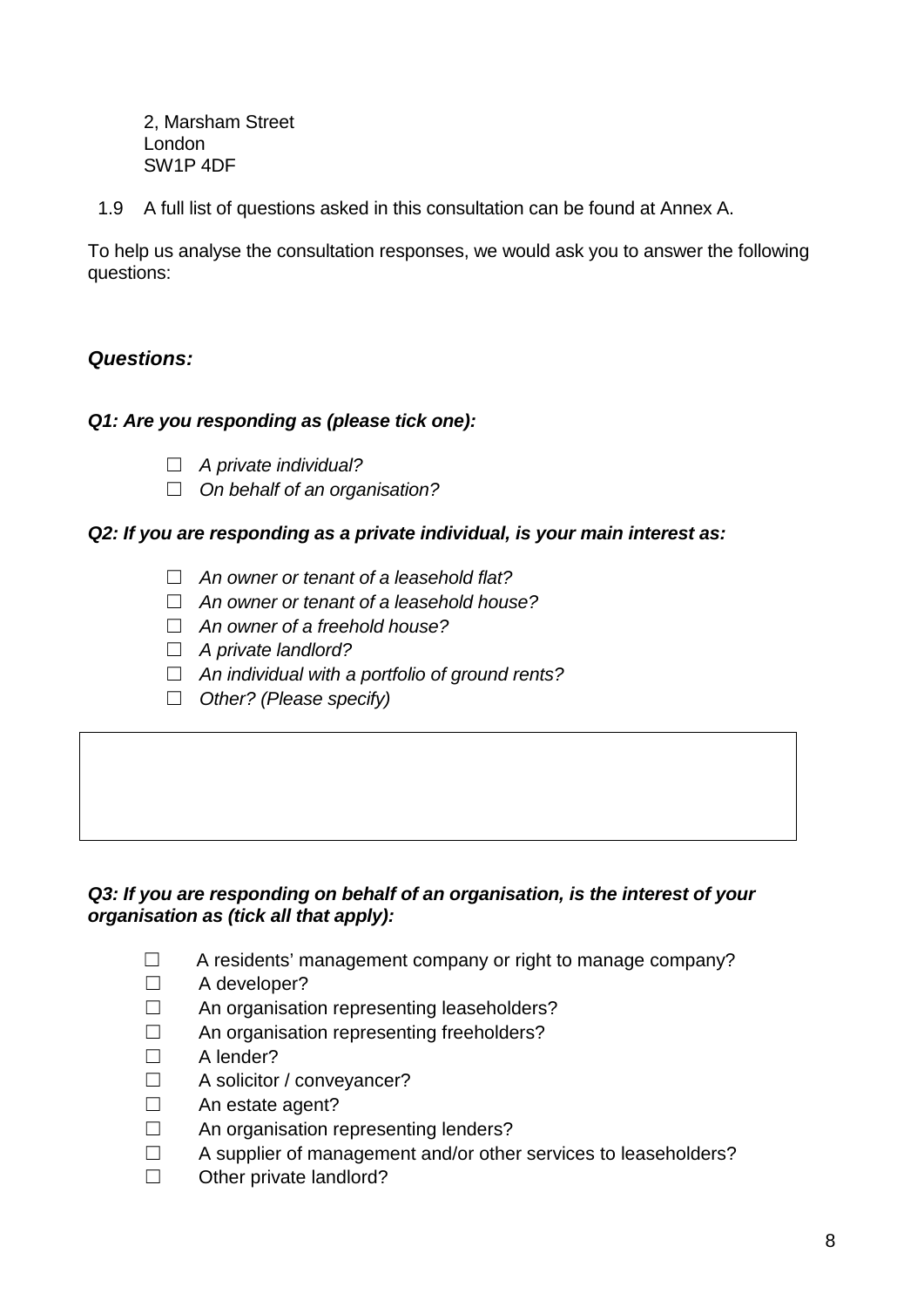2, Marsham Street
London
SW1P 4DF

1.9 A full list of questions asked in this consultation can be found at Annex A.

To help us analyse the consultation responses, we would ask you to answer the following questions:

### *Questions:*

***Q1: Are you responding as (please tick one):***

- ☐ *A private individual?*
- ☐ *On behalf of an organisation?*

***Q2: If you are responding as a private individual, is your main interest as:***

- ☐ *An owner or tenant of a leasehold flat?*
- ☐ *An owner or tenant of a leasehold house?*
- ☐ *An owner of a freehold house?*
- ☐ *A private landlord?*
- ☐ *An individual with a portfolio of ground rents?*
- ☐ *Other? (Please specify)*

| |
|---|
| |

***Q3: If you are responding on behalf of an organisation, is the interest of your organisation as (tick all that apply):***

- ☐ A residents' management company or right to manage company?
- ☐ A developer?
- ☐ An organisation representing leaseholders?
- ☐ An organisation representing freeholders?
- ☐ A lender?
- ☐ A solicitor / conveyancer?
- ☐ An estate agent?
- ☐ An organisation representing lenders?
- ☐ A supplier of management and/or other services to leaseholders?
- ☐ Other private landlord?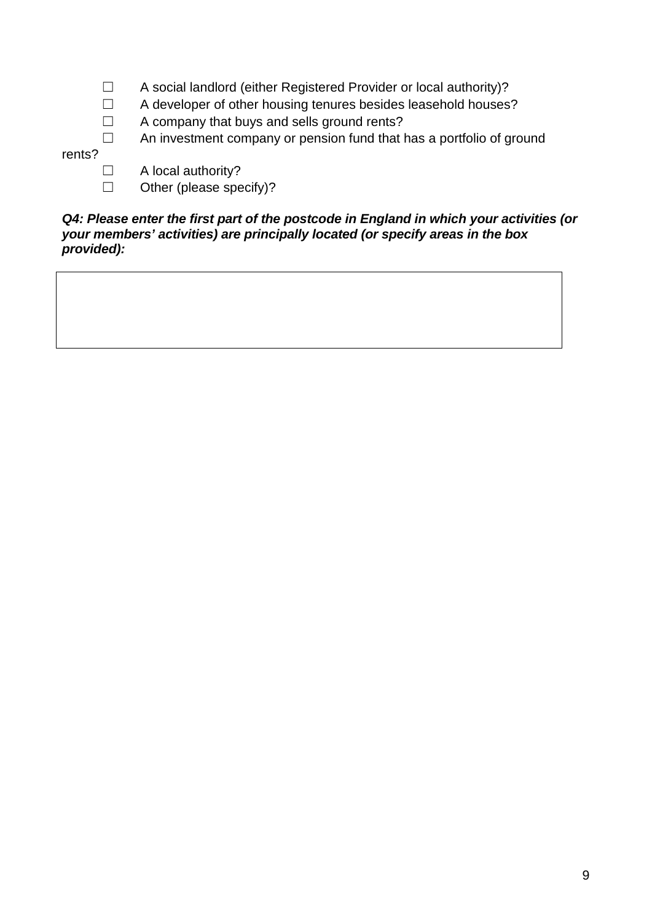- ☐ A social landlord (either Registered Provider or local authority)?
- ☐ A developer of other housing tenures besides leasehold houses?
- ☐ A company that buys and sells ground rents?
- ☐ An investment company or pension fund that has a portfolio of ground rents?
- ☐ A local authority?
- ☐ Other (please specify)?

***Q4: Please enter the first part of the postcode in England in which your activities (or your members' activities) are principally located (or specify areas in the box provided):***

| |
|---|
| |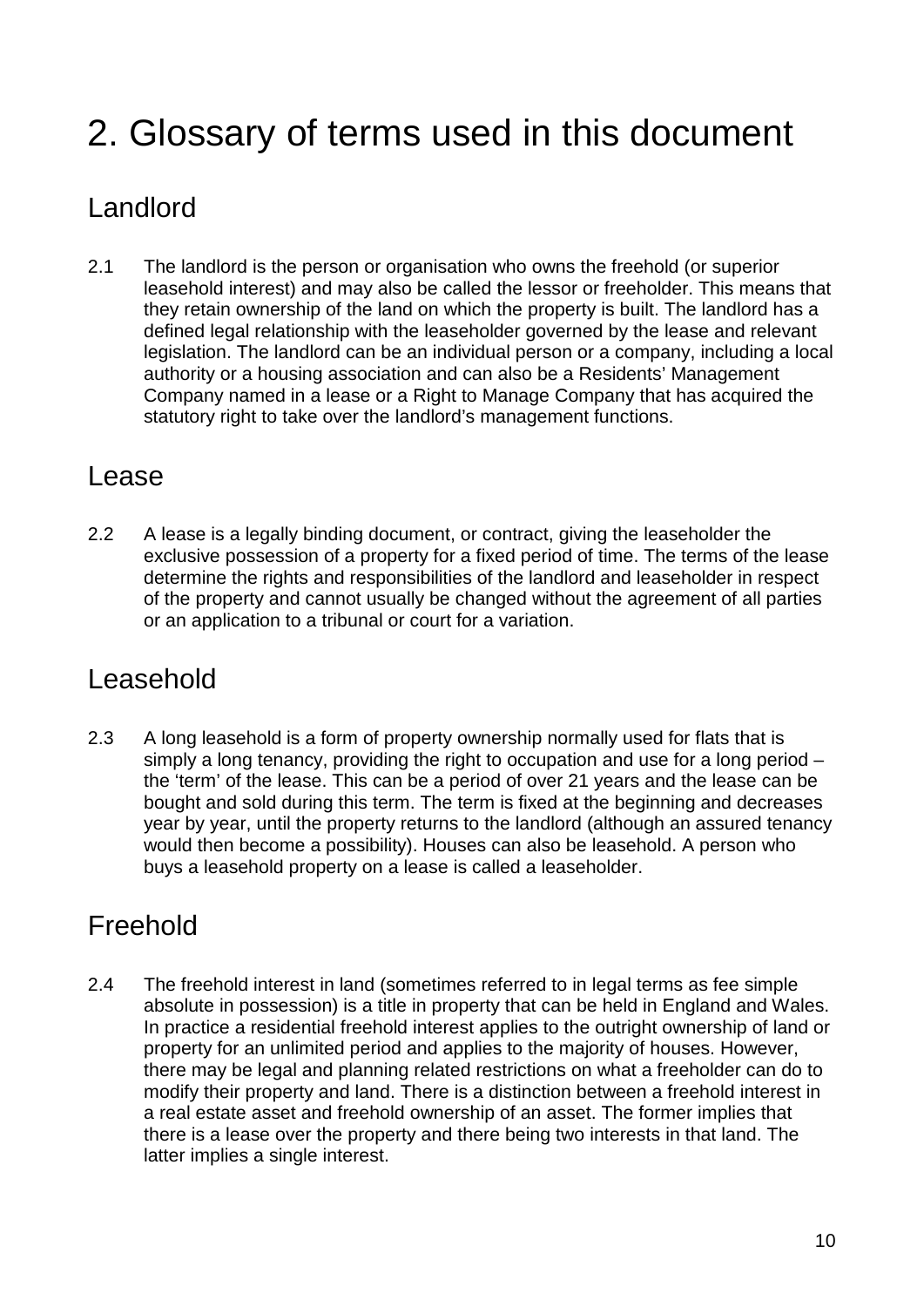# 2. Glossary of terms used in this document

## Landlord

2.1 The landlord is the person or organisation who owns the freehold (or superior leasehold interest) and may also be called the lessor or freeholder. This means that they retain ownership of the land on which the property is built. The landlord has a defined legal relationship with the leaseholder governed by the lease and relevant legislation. The landlord can be an individual person or a company, including a local authority or a housing association and can also be a Residents' Management Company named in a lease or a Right to Manage Company that has acquired the statutory right to take over the landlord's management functions.

## Lease

2.2 A lease is a legally binding document, or contract, giving the leaseholder the exclusive possession of a property for a fixed period of time. The terms of the lease determine the rights and responsibilities of the landlord and leaseholder in respect of the property and cannot usually be changed without the agreement of all parties or an application to a tribunal or court for a variation.

## Leasehold

2.3 A long leasehold is a form of property ownership normally used for flats that is simply a long tenancy, providing the right to occupation and use for a long period – the 'term' of the lease. This can be a period of over 21 years and the lease can be bought and sold during this term. The term is fixed at the beginning and decreases year by year, until the property returns to the landlord (although an assured tenancy would then become a possibility). Houses can also be leasehold. A person who buys a leasehold property on a lease is called a leaseholder.

## Freehold

2.4 The freehold interest in land (sometimes referred to in legal terms as fee simple absolute in possession) is a title in property that can be held in England and Wales. In practice a residential freehold interest applies to the outright ownership of land or property for an unlimited period and applies to the majority of houses. However, there may be legal and planning related restrictions on what a freeholder can do to modify their property and land. There is a distinction between a freehold interest in a real estate asset and freehold ownership of an asset. The former implies that there is a lease over the property and there being two interests in that land. The latter implies a single interest.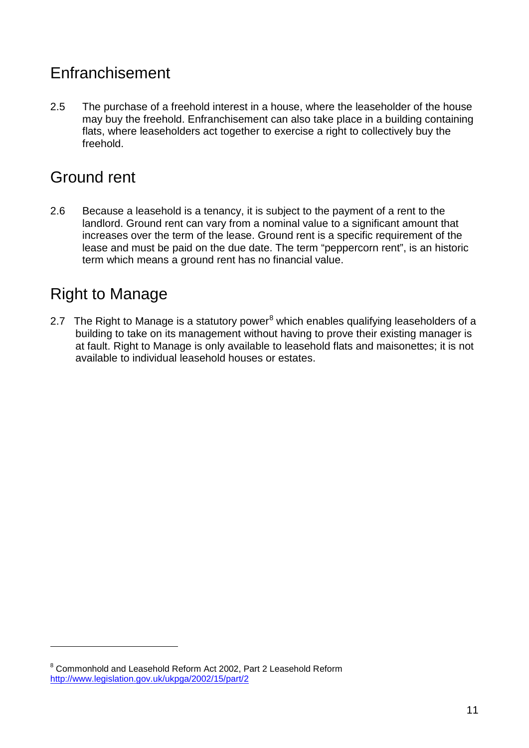## Enfranchisement

2.5 The purchase of a freehold interest in a house, where the leaseholder of the house may buy the freehold. Enfranchisement can also take place in a building containing flats, where leaseholders act together to exercise a right to collectively buy the freehold.

## Ground rent

2.6 Because a leasehold is a tenancy, it is subject to the payment of a rent to the landlord. Ground rent can vary from a nominal value to a significant amount that increases over the term of the lease. Ground rent is a specific requirement of the lease and must be paid on the due date. The term "peppercorn rent", is an historic term which means a ground rent has no financial value.

## Right to Manage

2.7 The Right to Manage is a statutory power[8] which enables qualifying leaseholders of a building to take on its management without having to prove their existing manager is at fault. Right to Manage is only available to leasehold flats and maisonettes; it is not available to individual leasehold houses or estates.

---

[8] Commonhold and Leasehold Reform Act 2002, Part 2 Leasehold Reform http://www.legislation.gov.uk/ukpga/2002/15/part/2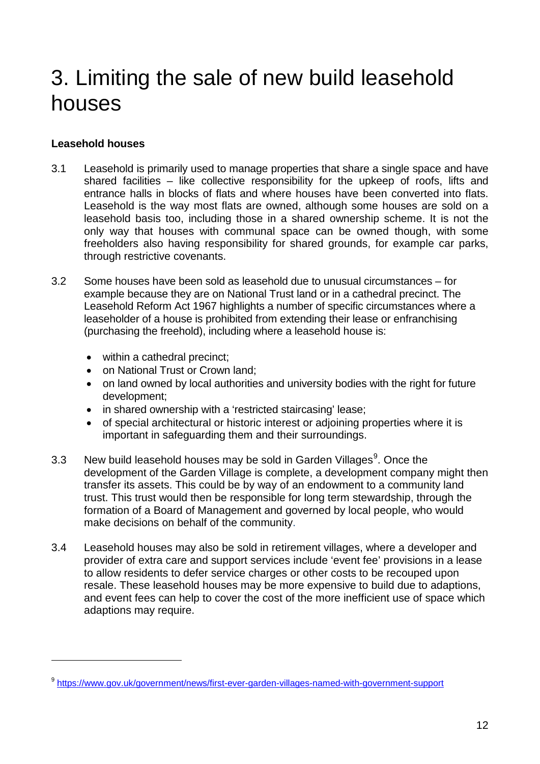# 3. Limiting the sale of new build leasehold houses

**Leasehold houses**

3.1 Leasehold is primarily used to manage properties that share a single space and have shared facilities – like collective responsibility for the upkeep of roofs, lifts and entrance halls in blocks of flats and where houses have been converted into flats. Leasehold is the way most flats are owned, although some houses are sold on a leasehold basis too, including those in a shared ownership scheme. It is not the only way that houses with communal space can be owned though, with some freeholders also having responsibility for shared grounds, for example car parks, through restrictive covenants.

3.2 Some houses have been sold as leasehold due to unusual circumstances – for example because they are on National Trust land or in a cathedral precinct. The Leasehold Reform Act 1967 highlights a number of specific circumstances where a leaseholder of a house is prohibited from extending their lease or enfranchising (purchasing the freehold), including where a leasehold house is:

- within a cathedral precinct;
- on National Trust or Crown land;
- on land owned by local authorities and university bodies with the right for future development;
- in shared ownership with a 'restricted staircasing' lease;
- of special architectural or historic interest or adjoining properties where it is important in safeguarding them and their surroundings.

3.3 New build leasehold houses may be sold in Garden Villages[9]. Once the development of the Garden Village is complete, a development company might then transfer its assets. This could be by way of an endowment to a community land trust. This trust would then be responsible for long term stewardship, through the formation of a Board of Management and governed by local people, who would make decisions on behalf of the community.

3.4 Leasehold houses may also be sold in retirement villages, where a developer and provider of extra care and support services include 'event fee' provisions in a lease to allow residents to defer service charges or other costs to be recouped upon resale. These leasehold houses may be more expensive to build due to adaptions, and event fees can help to cover the cost of the more inefficient use of space which adaptions may require.

[9] https://www.gov.uk/government/news/first-ever-garden-villages-named-with-government-support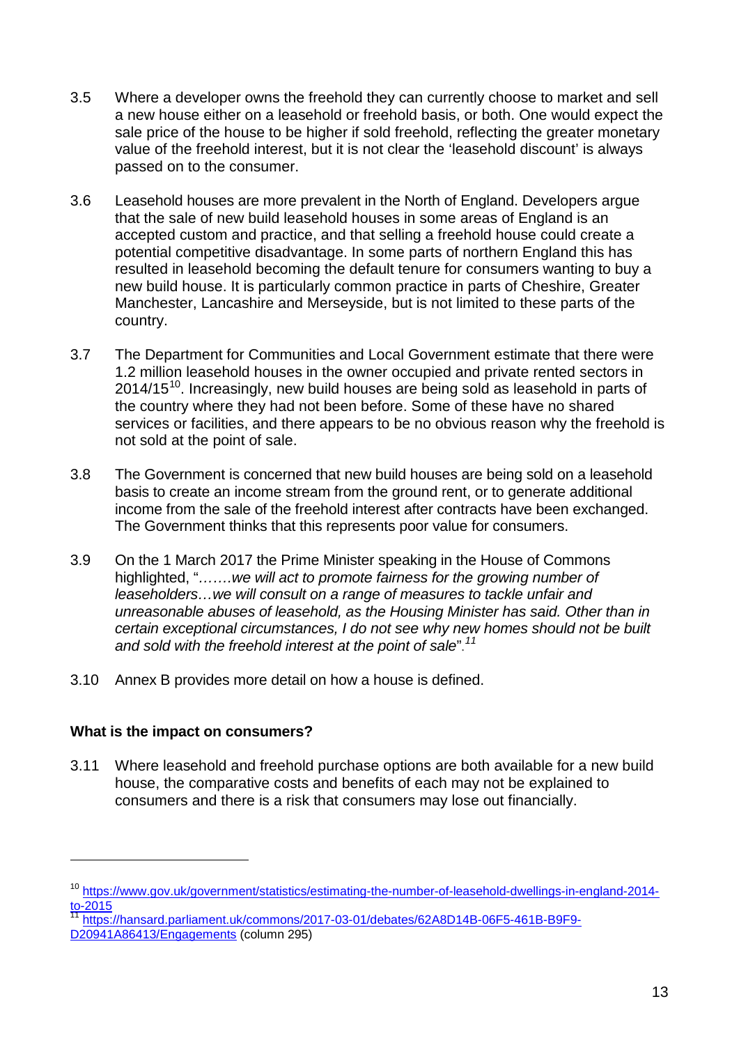3.5 Where a developer owns the freehold they can currently choose to market and sell a new house either on a leasehold or freehold basis, or both. One would expect the sale price of the house to be higher if sold freehold, reflecting the greater monetary value of the freehold interest, but it is not clear the 'leasehold discount' is always passed on to the consumer.

3.6 Leasehold houses are more prevalent in the North of England. Developers argue that the sale of new build leasehold houses in some areas of England is an accepted custom and practice, and that selling a freehold house could create a potential competitive disadvantage. In some parts of northern England this has resulted in leasehold becoming the default tenure for consumers wanting to buy a new build house. It is particularly common practice in parts of Cheshire, Greater Manchester, Lancashire and Merseyside, but is not limited to these parts of the country.

3.7 The Department for Communities and Local Government estimate that there were 1.2 million leasehold houses in the owner occupied and private rented sectors in 2014/15[10]. Increasingly, new build houses are being sold as leasehold in parts of the country where they had not been before. Some of these have no shared services or facilities, and there appears to be no obvious reason why the freehold is not sold at the point of sale.

3.8 The Government is concerned that new build houses are being sold on a leasehold basis to create an income stream from the ground rent, or to generate additional income from the sale of the freehold interest after contracts have been exchanged. The Government thinks that this represents poor value for consumers.

3.9 On the 1 March 2017 the Prime Minister speaking in the House of Commons highlighted, "*…….we will act to promote fairness for the growing number of leaseholders…we will consult on a range of measures to tackle unfair and unreasonable abuses of leasehold, as the Housing Minister has said. Other than in certain exceptional circumstances, I do not see why new homes should not be built and sold with the freehold interest at the point of sale*".[11]

3.10 Annex B provides more detail on how a house is defined.

**What is the impact on consumers?**

3.11 Where leasehold and freehold purchase options are both available for a new build house, the comparative costs and benefits of each may not be explained to consumers and there is a risk that consumers may lose out financially.

---

[10] https://www.gov.uk/government/statistics/estimating-the-number-of-leasehold-dwellings-in-england-2014-to-2015

[11] https://hansard.parliament.uk/commons/2017-03-01/debates/62A8D14B-06F5-461B-B9F9-D20941A86413/Engagements (column 295)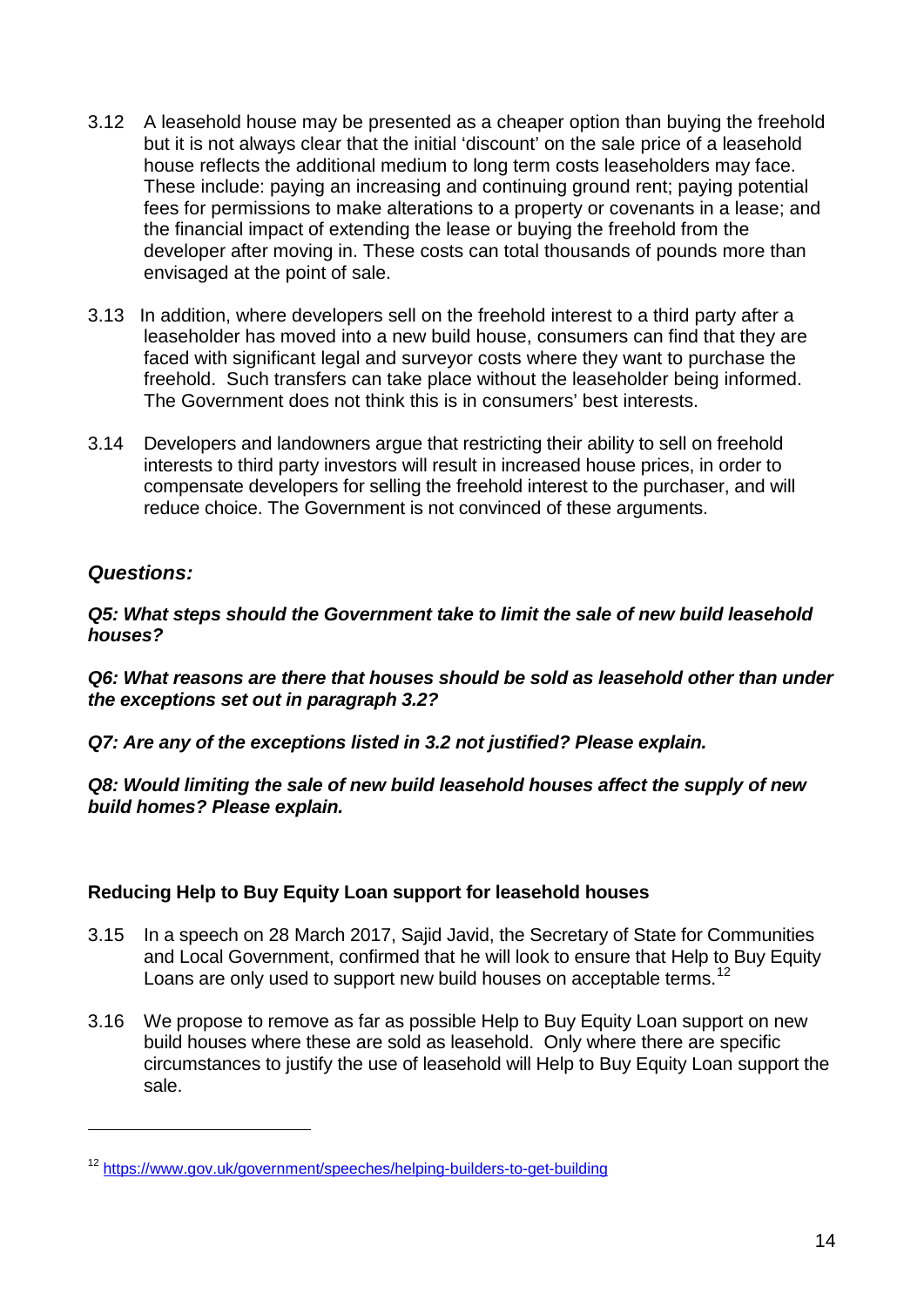3.12 A leasehold house may be presented as a cheaper option than buying the freehold but it is not always clear that the initial 'discount' on the sale price of a leasehold house reflects the additional medium to long term costs leaseholders may face. These include: paying an increasing and continuing ground rent; paying potential fees for permissions to make alterations to a property or covenants in a lease; and the financial impact of extending the lease or buying the freehold from the developer after moving in. These costs can total thousands of pounds more than envisaged at the point of sale.

3.13 In addition, where developers sell on the freehold interest to a third party after a leaseholder has moved into a new build house, consumers can find that they are faced with significant legal and surveyor costs where they want to purchase the freehold. Such transfers can take place without the leaseholder being informed. The Government does not think this is in consumers' best interests.

3.14 Developers and landowners argue that restricting their ability to sell on freehold interests to third party investors will result in increased house prices, in order to compensate developers for selling the freehold interest to the purchaser, and will reduce choice. The Government is not convinced of these arguments.

### *Questions:*

***Q5: What steps should the Government take to limit the sale of new build leasehold houses?***

***Q6: What reasons are there that houses should be sold as leasehold other than under the exceptions set out in paragraph 3.2?***

***Q7: Are any of the exceptions listed in 3.2 not justified? Please explain.***

***Q8: Would limiting the sale of new build leasehold houses affect the supply of new build homes? Please explain.***

### Reducing Help to Buy Equity Loan support for leasehold houses

3.15 In a speech on 28 March 2017, Sajid Javid, the Secretary of State for Communities and Local Government, confirmed that he will look to ensure that Help to Buy Equity Loans are only used to support new build houses on acceptable terms.[12]

3.16 We propose to remove as far as possible Help to Buy Equity Loan support on new build houses where these are sold as leasehold. Only where there are specific circumstances to justify the use of leasehold will Help to Buy Equity Loan support the sale.

---

[12] https://www.gov.uk/government/speeches/helping-builders-to-get-building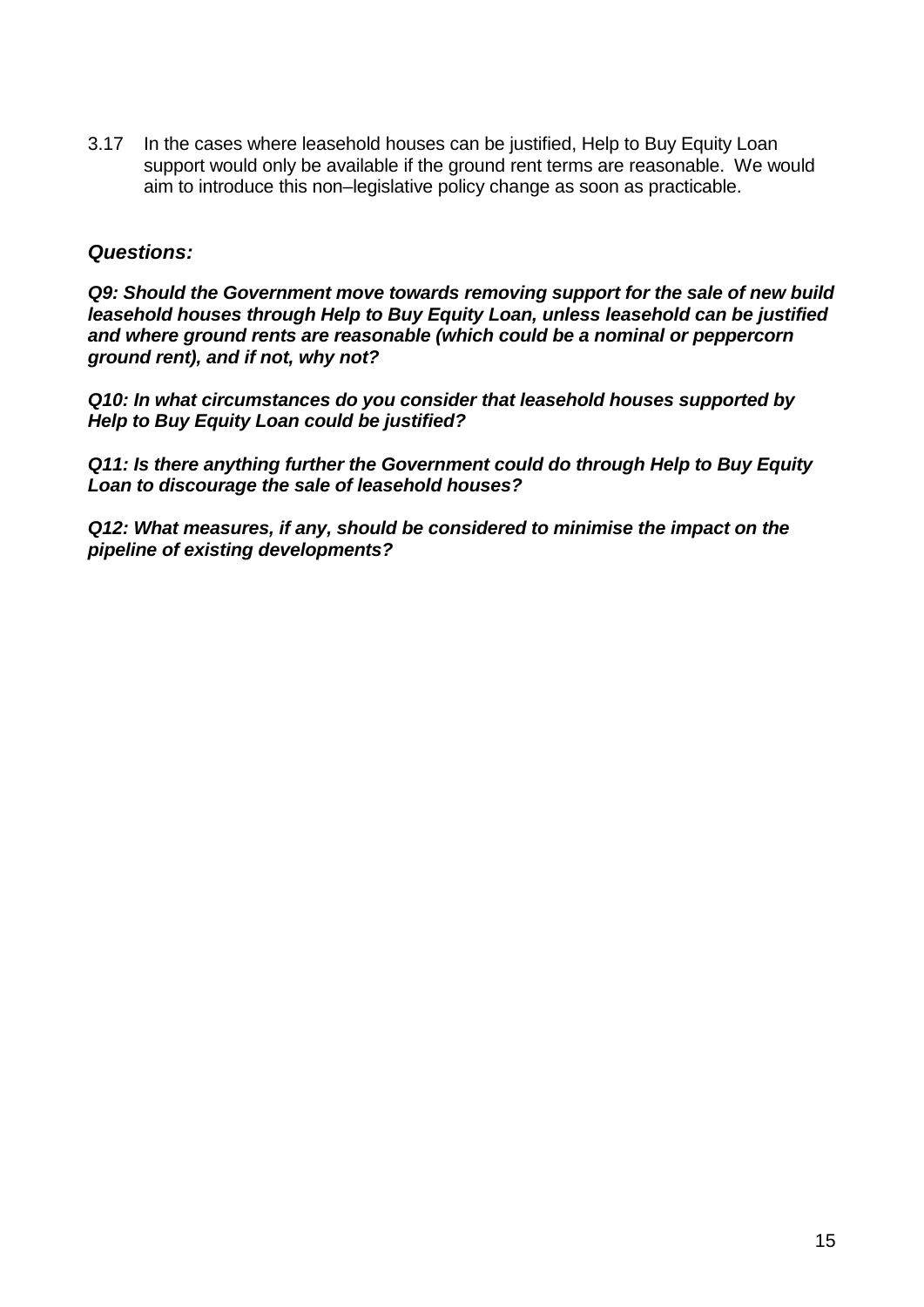3.17 In the cases where leasehold houses can be justified, Help to Buy Equity Loan support would only be available if the ground rent terms are reasonable. We would aim to introduce this non–legislative policy change as soon as practicable.

### *Questions:*

***Q9: Should the Government move towards removing support for the sale of new build leasehold houses through Help to Buy Equity Loan, unless leasehold can be justified and where ground rents are reasonable (which could be a nominal or peppercorn ground rent), and if not, why not?***

***Q10: In what circumstances do you consider that leasehold houses supported by Help to Buy Equity Loan could be justified?***

***Q11: Is there anything further the Government could do through Help to Buy Equity Loan to discourage the sale of leasehold houses?***

***Q12: What measures, if any, should be considered to minimise the impact on the pipeline of existing developments?***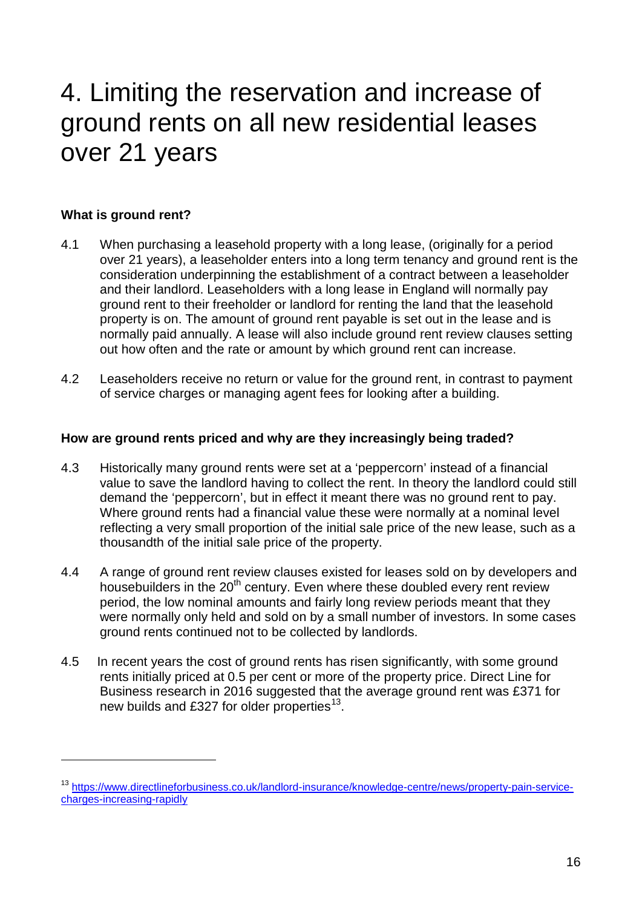# 4. Limiting the reservation and increase of ground rents on all new residential leases over 21 years

**What is ground rent?**

4.1 When purchasing a leasehold property with a long lease, (originally for a period over 21 years), a leaseholder enters into a long term tenancy and ground rent is the consideration underpinning the establishment of a contract between a leaseholder and their landlord. Leaseholders with a long lease in England will normally pay ground rent to their freeholder or landlord for renting the land that the leasehold property is on. The amount of ground rent payable is set out in the lease and is normally paid annually. A lease will also include ground rent review clauses setting out how often and the rate or amount by which ground rent can increase.

4.2 Leaseholders receive no return or value for the ground rent, in contrast to payment of service charges or managing agent fees for looking after a building.

**How are ground rents priced and why are they increasingly being traded?**

4.3 Historically many ground rents were set at a 'peppercorn' instead of a financial value to save the landlord having to collect the rent. In theory the landlord could still demand the 'peppercorn', but in effect it meant there was no ground rent to pay. Where ground rents had a financial value these were normally at a nominal level reflecting a very small proportion of the initial sale price of the new lease, such as a thousandth of the initial sale price of the property.

4.4 A range of ground rent review clauses existed for leases sold on by developers and housebuilders in the 20th century. Even where these doubled every rent review period, the low nominal amounts and fairly long review periods meant that they were normally only held and sold on by a small number of investors. In some cases ground rents continued not to be collected by landlords.

4.5 In recent years the cost of ground rents has risen significantly, with some ground rents initially priced at 0.5 per cent or more of the property price. Direct Line for Business research in 2016 suggested that the average ground rent was £371 for new builds and £327 for older properties[13].

---

[13] https://www.directlineforbusiness.co.uk/landlord-insurance/knowledge-centre/news/property-pain-service-charges-increasing-rapidly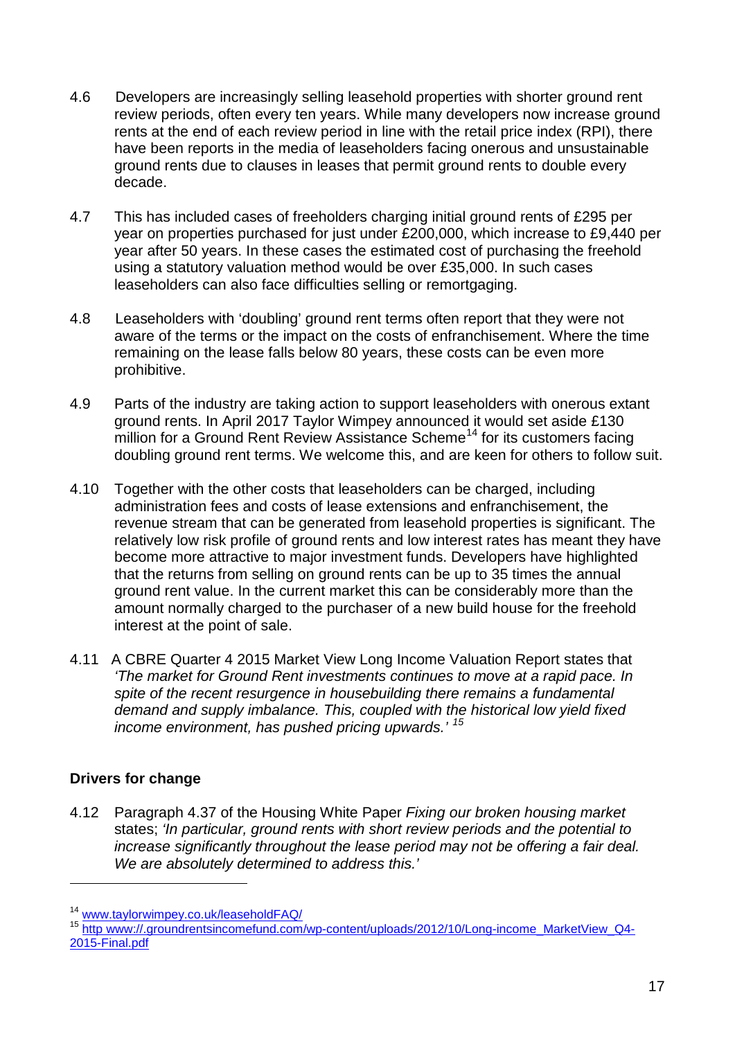4.6 Developers are increasingly selling leasehold properties with shorter ground rent review periods, often every ten years. While many developers now increase ground rents at the end of each review period in line with the retail price index (RPI), there have been reports in the media of leaseholders facing onerous and unsustainable ground rents due to clauses in leases that permit ground rents to double every decade.

4.7 This has included cases of freeholders charging initial ground rents of £295 per year on properties purchased for just under £200,000, which increase to £9,440 per year after 50 years. In these cases the estimated cost of purchasing the freehold using a statutory valuation method would be over £35,000. In such cases leaseholders can also face difficulties selling or remortgaging.

4.8 Leaseholders with 'doubling' ground rent terms often report that they were not aware of the terms or the impact on the costs of enfranchisement. Where the time remaining on the lease falls below 80 years, these costs can be even more prohibitive.

4.9 Parts of the industry are taking action to support leaseholders with onerous extant ground rents. In April 2017 Taylor Wimpey announced it would set aside £130 million for a Ground Rent Review Assistance Scheme[14] for its customers facing doubling ground rent terms. We welcome this, and are keen for others to follow suit.

4.10 Together with the other costs that leaseholders can be charged, including administration fees and costs of lease extensions and enfranchisement, the revenue stream that can be generated from leasehold properties is significant. The relatively low risk profile of ground rents and low interest rates has meant they have become more attractive to major investment funds. Developers have highlighted that the returns from selling on ground rents can be up to 35 times the annual ground rent value. In the current market this can be considerably more than the amount normally charged to the purchaser of a new build house for the freehold interest at the point of sale.

4.11 A CBRE Quarter 4 2015 Market View Long Income Valuation Report states that *'The market for Ground Rent investments continues to move at a rapid pace. In spite of the recent resurgence in housebuilding there remains a fundamental demand and supply imbalance. This, coupled with the historical low yield fixed income environment, has pushed pricing upwards.'* [15]

## Drivers for change

4.12 Paragraph 4.37 of the Housing White Paper *Fixing our broken housing market* states; *'In particular, ground rents with short review periods and the potential to increase significantly throughout the lease period may not be offering a fair deal. We are absolutely determined to address this.'*

---

[14] www.taylorwimpey.co.uk/leaseholdFAQ/

[15] http www://.groundrentsincomefund.com/wp-content/uploads/2012/10/Long-income_MarketView_Q4-2015-Final.pdf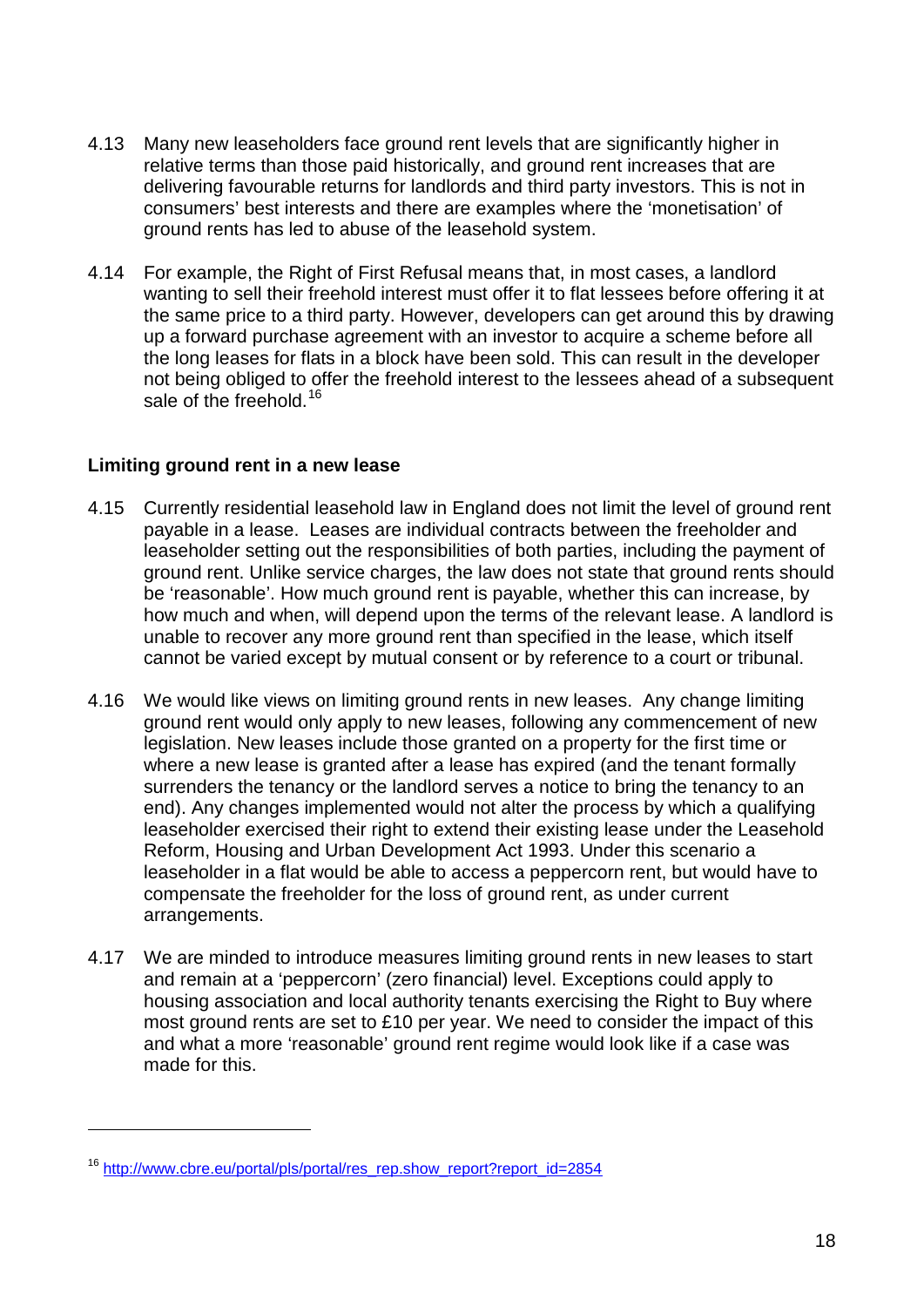4.13 Many new leaseholders face ground rent levels that are significantly higher in relative terms than those paid historically, and ground rent increases that are delivering favourable returns for landlords and third party investors. This is not in consumers' best interests and there are examples where the 'monetisation' of ground rents has led to abuse of the leasehold system.

4.14 For example, the Right of First Refusal means that, in most cases, a landlord wanting to sell their freehold interest must offer it to flat lessees before offering it at the same price to a third party. However, developers can get around this by drawing up a forward purchase agreement with an investor to acquire a scheme before all the long leases for flats in a block have been sold. This can result in the developer not being obliged to offer the freehold interest to the lessees ahead of a subsequent sale of the freehold.[16]

**Limiting ground rent in a new lease**

4.15 Currently residential leasehold law in England does not limit the level of ground rent payable in a lease. Leases are individual contracts between the freeholder and leaseholder setting out the responsibilities of both parties, including the payment of ground rent. Unlike service charges, the law does not state that ground rents should be 'reasonable'. How much ground rent is payable, whether this can increase, by how much and when, will depend upon the terms of the relevant lease. A landlord is unable to recover any more ground rent than specified in the lease, which itself cannot be varied except by mutual consent or by reference to a court or tribunal.

4.16 We would like views on limiting ground rents in new leases. Any change limiting ground rent would only apply to new leases, following any commencement of new legislation. New leases include those granted on a property for the first time or where a new lease is granted after a lease has expired (and the tenant formally surrenders the tenancy or the landlord serves a notice to bring the tenancy to an end). Any changes implemented would not alter the process by which a qualifying leaseholder exercised their right to extend their existing lease under the Leasehold Reform, Housing and Urban Development Act 1993. Under this scenario a leaseholder in a flat would be able to access a peppercorn rent, but would have to compensate the freeholder for the loss of ground rent, as under current arrangements.

4.17 We are minded to introduce measures limiting ground rents in new leases to start and remain at a 'peppercorn' (zero financial) level. Exceptions could apply to housing association and local authority tenants exercising the Right to Buy where most ground rents are set to £10 per year. We need to consider the impact of this and what a more 'reasonable' ground rent regime would look like if a case was made for this.

---

[16] http://www.cbre.eu/portal/pls/portal/res_rep.show_report?report_id=2854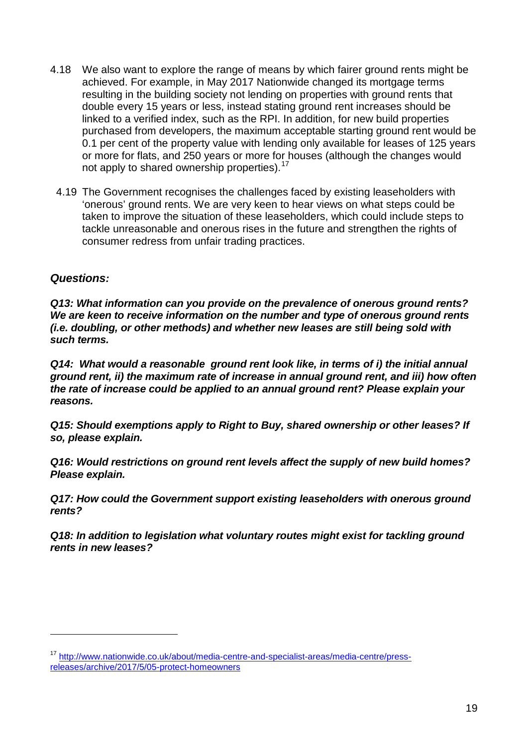4.18 We also want to explore the range of means by which fairer ground rents might be achieved. For example, in May 2017 Nationwide changed its mortgage terms resulting in the building society not lending on properties with ground rents that double every 15 years or less, instead stating ground rent increases should be linked to a verified index, such as the RPI. In addition, for new build properties purchased from developers, the maximum acceptable starting ground rent would be 0.1 per cent of the property value with lending only available for leases of 125 years or more for flats, and 250 years or more for houses (although the changes would not apply to shared ownership properties).[17]

4.19 The Government recognises the challenges faced by existing leaseholders with 'onerous' ground rents. We are very keen to hear views on what steps could be taken to improve the situation of these leaseholders, which could include steps to tackle unreasonable and onerous rises in the future and strengthen the rights of consumer redress from unfair trading practices.

### *Questions:*

***Q13: What information can you provide on the prevalence of onerous ground rents? We are keen to receive information on the number and type of onerous ground rents (i.e. doubling, or other methods) and whether new leases are still being sold with such terms.***

***Q14: What would a reasonable ground rent look like, in terms of i) the initial annual ground rent, ii) the maximum rate of increase in annual ground rent, and iii) how often the rate of increase could be applied to an annual ground rent? Please explain your reasons.***

***Q15: Should exemptions apply to Right to Buy, shared ownership or other leases? If so, please explain.***

***Q16: Would restrictions on ground rent levels affect the supply of new build homes? Please explain.***

***Q17: How could the Government support existing leaseholders with onerous ground rents?***

***Q18: In addition to legislation what voluntary routes might exist for tackling ground rents in new leases?***

---

[17] http://www.nationwide.co.uk/about/media-centre-and-specialist-areas/media-centre/press-releases/archive/2017/5/05-protect-homeowners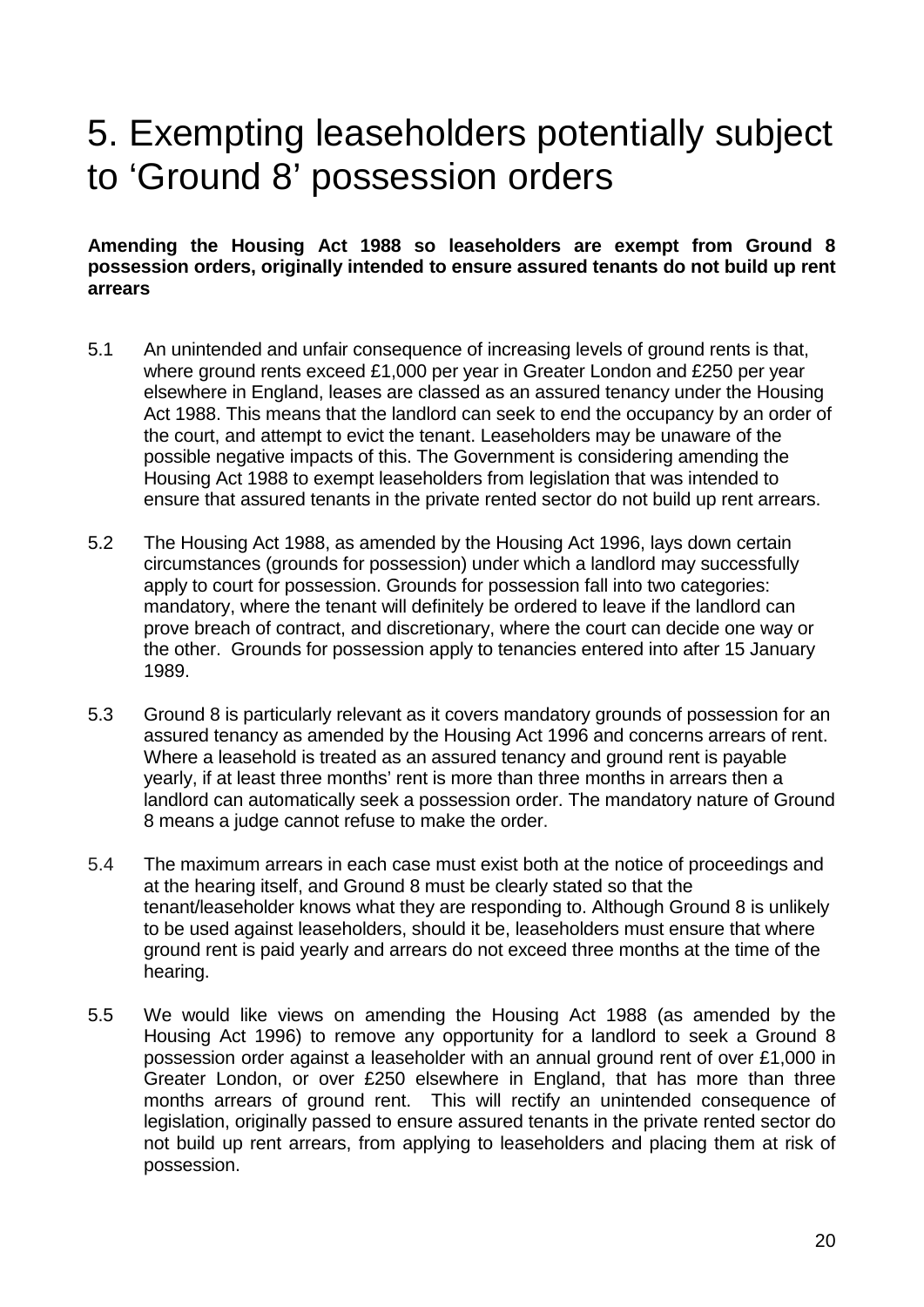# 5. Exempting leaseholders potentially subject to 'Ground 8' possession orders

**Amending the Housing Act 1988 so leaseholders are exempt from Ground 8 possession orders, originally intended to ensure assured tenants do not build up rent arrears**

5.1 An unintended and unfair consequence of increasing levels of ground rents is that, where ground rents exceed £1,000 per year in Greater London and £250 per year elsewhere in England, leases are classed as an assured tenancy under the Housing Act 1988. This means that the landlord can seek to end the occupancy by an order of the court, and attempt to evict the tenant. Leaseholders may be unaware of the possible negative impacts of this. The Government is considering amending the Housing Act 1988 to exempt leaseholders from legislation that was intended to ensure that assured tenants in the private rented sector do not build up rent arrears.

5.2 The Housing Act 1988, as amended by the Housing Act 1996, lays down certain circumstances (grounds for possession) under which a landlord may successfully apply to court for possession. Grounds for possession fall into two categories: mandatory, where the tenant will definitely be ordered to leave if the landlord can prove breach of contract, and discretionary, where the court can decide one way or the other. Grounds for possession apply to tenancies entered into after 15 January 1989.

5.3 Ground 8 is particularly relevant as it covers mandatory grounds of possession for an assured tenancy as amended by the Housing Act 1996 and concerns arrears of rent. Where a leasehold is treated as an assured tenancy and ground rent is payable yearly, if at least three months' rent is more than three months in arrears then a landlord can automatically seek a possession order. The mandatory nature of Ground 8 means a judge cannot refuse to make the order.

5.4 The maximum arrears in each case must exist both at the notice of proceedings and at the hearing itself, and Ground 8 must be clearly stated so that the tenant/leaseholder knows what they are responding to. Although Ground 8 is unlikely to be used against leaseholders, should it be, leaseholders must ensure that where ground rent is paid yearly and arrears do not exceed three months at the time of the hearing.

5.5 We would like views on amending the Housing Act 1988 (as amended by the Housing Act 1996) to remove any opportunity for a landlord to seek a Ground 8 possession order against a leaseholder with an annual ground rent of over £1,000 in Greater London, or over £250 elsewhere in England, that has more than three months arrears of ground rent. This will rectify an unintended consequence of legislation, originally passed to ensure assured tenants in the private rented sector do not build up rent arrears, from applying to leaseholders and placing them at risk of possession.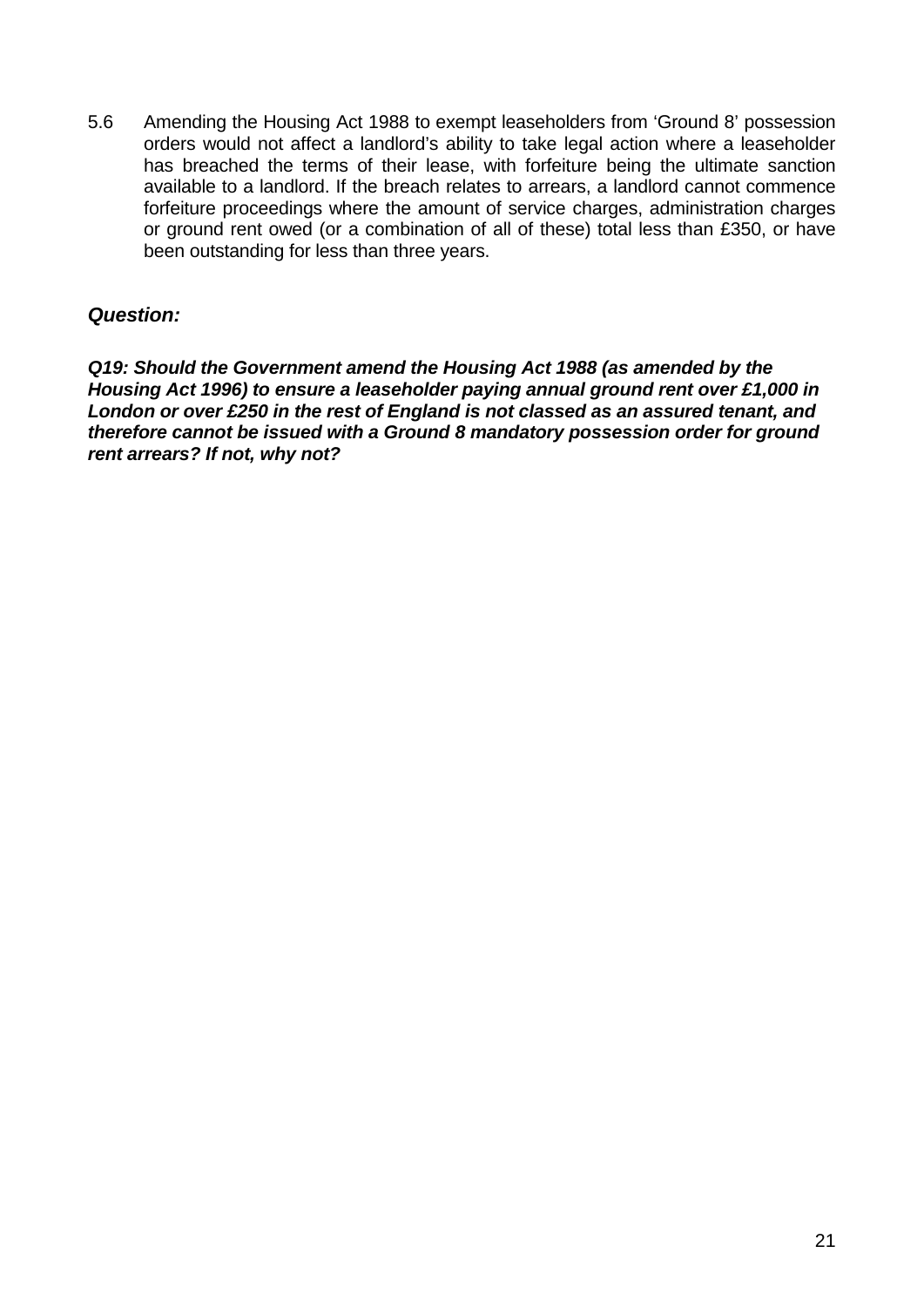5.6 Amending the Housing Act 1988 to exempt leaseholders from 'Ground 8' possession orders would not affect a landlord's ability to take legal action where a leaseholder has breached the terms of their lease, with forfeiture being the ultimate sanction available to a landlord. If the breach relates to arrears, a landlord cannot commence forfeiture proceedings where the amount of service charges, administration charges or ground rent owed (or a combination of all of these) total less than £350, or have been outstanding for less than three years.

***Question:***

***Q19: Should the Government amend the Housing Act 1988 (as amended by the Housing Act 1996) to ensure a leaseholder paying annual ground rent over £1,000 in London or over £250 in the rest of England is not classed as an assured tenant, and therefore cannot be issued with a Ground 8 mandatory possession order for ground rent arrears? If not, why not?***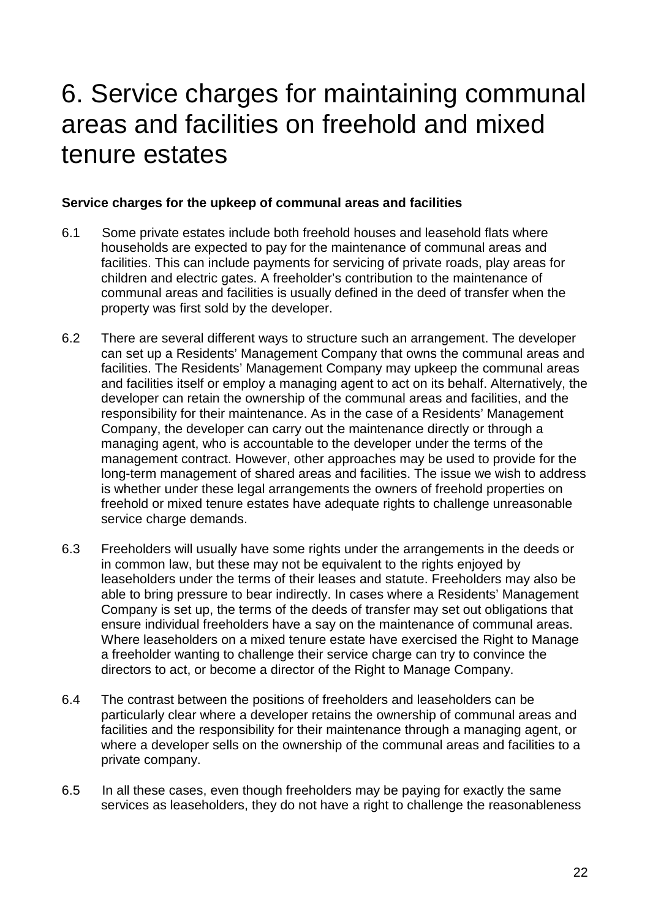# 6. Service charges for maintaining communal areas and facilities on freehold and mixed tenure estates

**Service charges for the upkeep of communal areas and facilities**

6.1 Some private estates include both freehold houses and leasehold flats where households are expected to pay for the maintenance of communal areas and facilities. This can include payments for servicing of private roads, play areas for children and electric gates. A freeholder's contribution to the maintenance of communal areas and facilities is usually defined in the deed of transfer when the property was first sold by the developer.

6.2 There are several different ways to structure such an arrangement. The developer can set up a Residents' Management Company that owns the communal areas and facilities. The Residents' Management Company may upkeep the communal areas and facilities itself or employ a managing agent to act on its behalf. Alternatively, the developer can retain the ownership of the communal areas and facilities, and the responsibility for their maintenance. As in the case of a Residents' Management Company, the developer can carry out the maintenance directly or through a managing agent, who is accountable to the developer under the terms of the management contract. However, other approaches may be used to provide for the long-term management of shared areas and facilities. The issue we wish to address is whether under these legal arrangements the owners of freehold properties on freehold or mixed tenure estates have adequate rights to challenge unreasonable service charge demands.

6.3 Freeholders will usually have some rights under the arrangements in the deeds or in common law, but these may not be equivalent to the rights enjoyed by leaseholders under the terms of their leases and statute. Freeholders may also be able to bring pressure to bear indirectly. In cases where a Residents' Management Company is set up, the terms of the deeds of transfer may set out obligations that ensure individual freeholders have a say on the maintenance of communal areas. Where leaseholders on a mixed tenure estate have exercised the Right to Manage a freeholder wanting to challenge their service charge can try to convince the directors to act, or become a director of the Right to Manage Company.

6.4 The contrast between the positions of freeholders and leaseholders can be particularly clear where a developer retains the ownership of communal areas and facilities and the responsibility for their maintenance through a managing agent, or where a developer sells on the ownership of the communal areas and facilities to a private company.

6.5 In all these cases, even though freeholders may be paying for exactly the same services as leaseholders, they do not have a right to challenge the reasonableness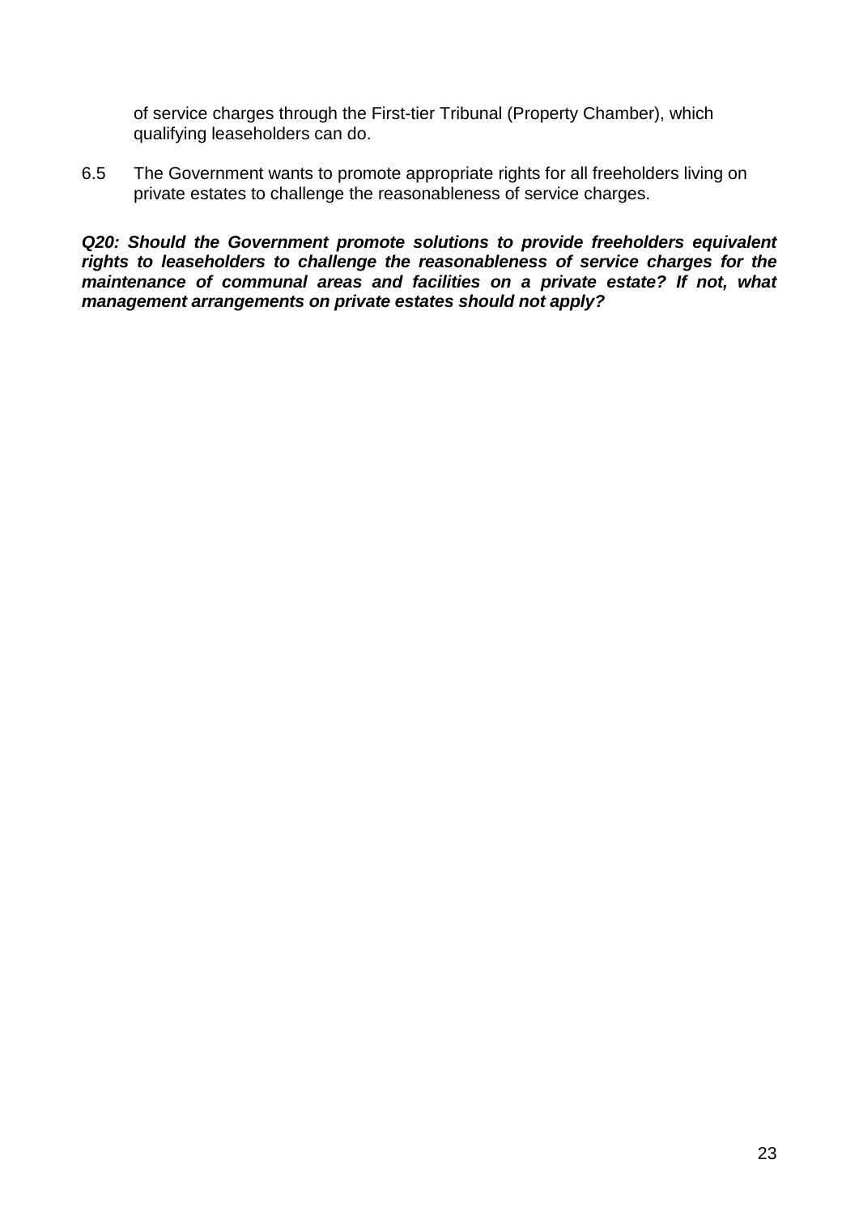of service charges through the First-tier Tribunal (Property Chamber), which qualifying leaseholders can do.

6.5 The Government wants to promote appropriate rights for all freeholders living on private estates to challenge the reasonableness of service charges.

***Q20: Should the Government promote solutions to provide freeholders equivalent rights to leaseholders to challenge the reasonableness of service charges for the maintenance of communal areas and facilities on a private estate? If not, what management arrangements on private estates should not apply?***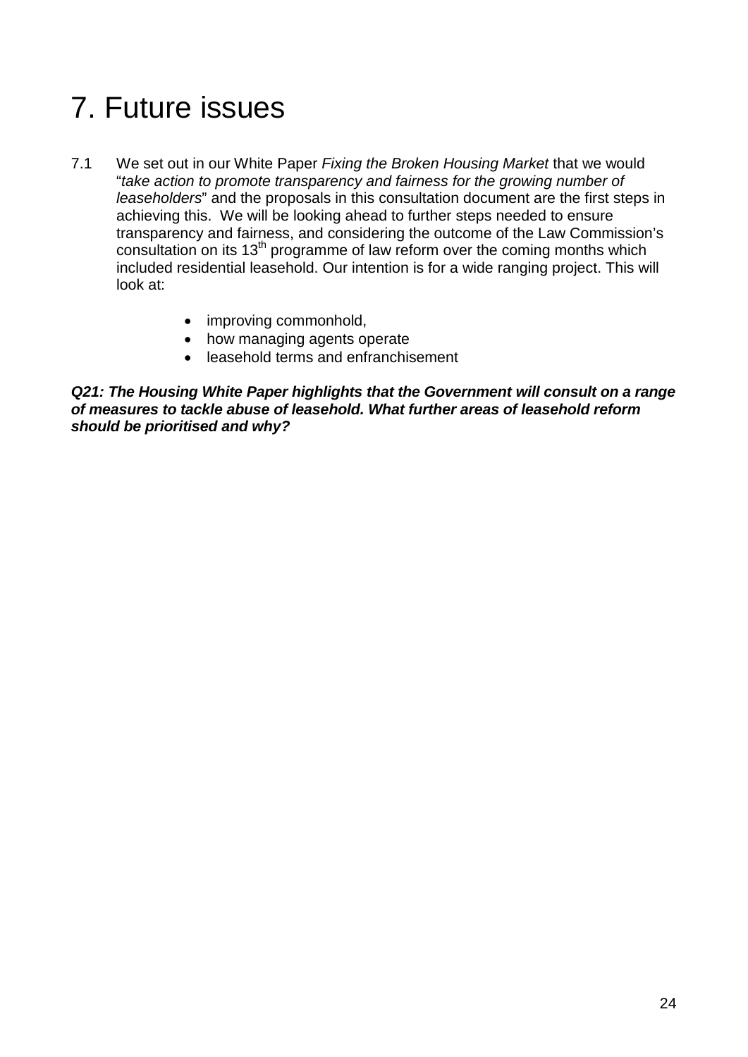# 7. Future issues

7.1 We set out in our White Paper *Fixing the Broken Housing Market* that we would "*take action to promote transparency and fairness for the growing number of leaseholders*" and the proposals in this consultation document are the first steps in achieving this. We will be looking ahead to further steps needed to ensure transparency and fairness, and considering the outcome of the Law Commission's consultation on its 13th programme of law reform over the coming months which included residential leasehold. Our intention is for a wide ranging project. This will look at:

- improving commonhold,
- how managing agents operate
- leasehold terms and enfranchisement

***Q21: The Housing White Paper highlights that the Government will consult on a range of measures to tackle abuse of leasehold. What further areas of leasehold reform should be prioritised and why?***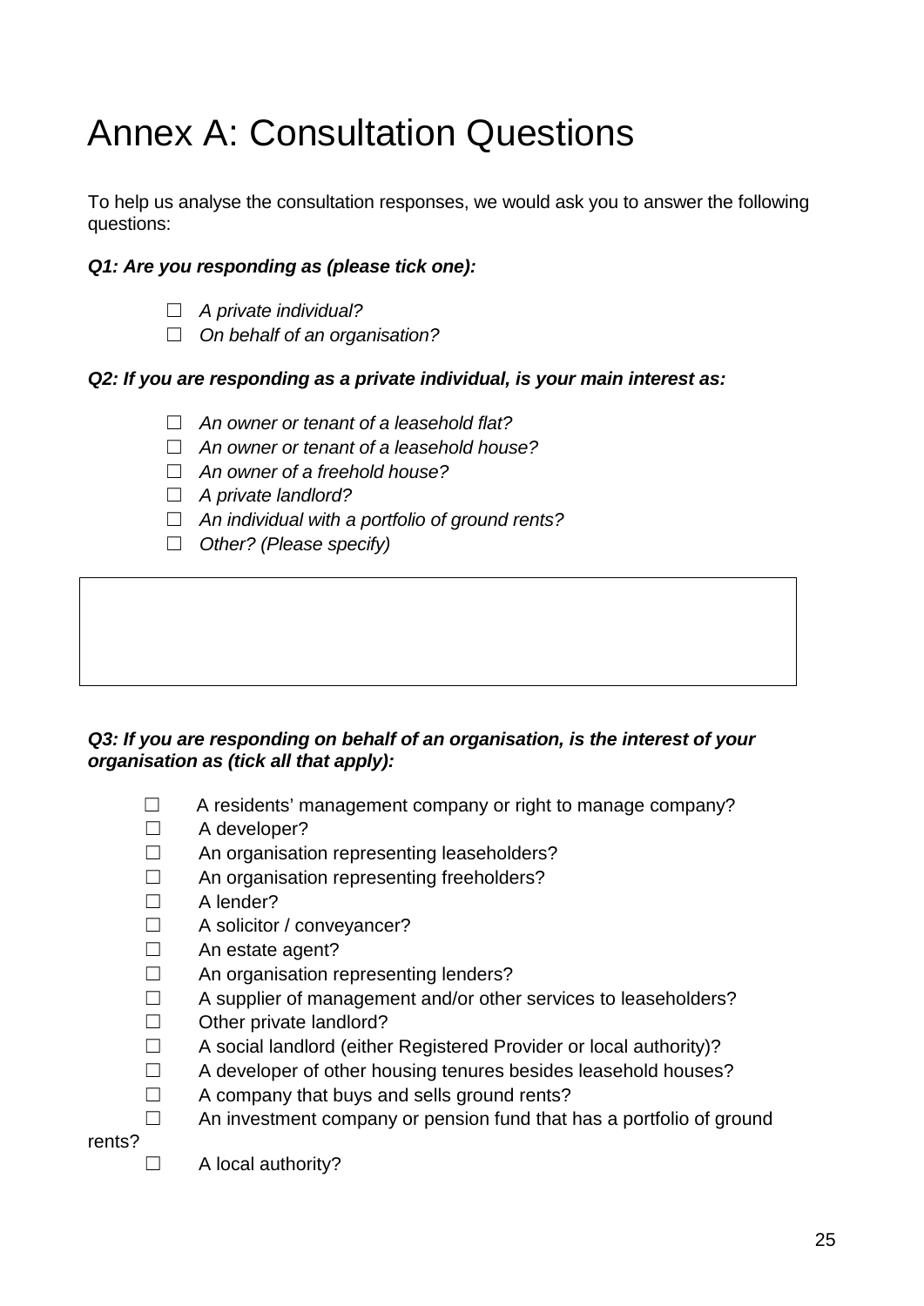# Annex A: Consultation Questions

To help us analyse the consultation responses, we would ask you to answer the following questions:

***Q1: Are you responding as (please tick one):***

- ☐ *A private individual?*
- ☐ *On behalf of an organisation?*

***Q2: If you are responding as a private individual, is your main interest as:***

- ☐ *An owner or tenant of a leasehold flat?*
- ☐ *An owner or tenant of a leasehold house?*
- ☐ *An owner of a freehold house?*
- ☐ *A private landlord?*
- ☐ *An individual with a portfolio of ground rents?*
- ☐ *Other? (Please specify)*

| |
|---|
| |

***Q3: If you are responding on behalf of an organisation, is the interest of your organisation as (tick all that apply):***

- ☐ A residents' management company or right to manage company?
- ☐ A developer?
- ☐ An organisation representing leaseholders?
- ☐ An organisation representing freeholders?
- ☐ A lender?
- ☐ A solicitor / conveyancer?
- ☐ An estate agent?
- ☐ An organisation representing lenders?
- ☐ A supplier of management and/or other services to leaseholders?
- ☐ Other private landlord?
- ☐ A social landlord (either Registered Provider or local authority)?
- ☐ A developer of other housing tenures besides leasehold houses?
- ☐ A company that buys and sells ground rents?
- ☐ An investment company or pension fund that has a portfolio of ground rents?
- ☐ A local authority?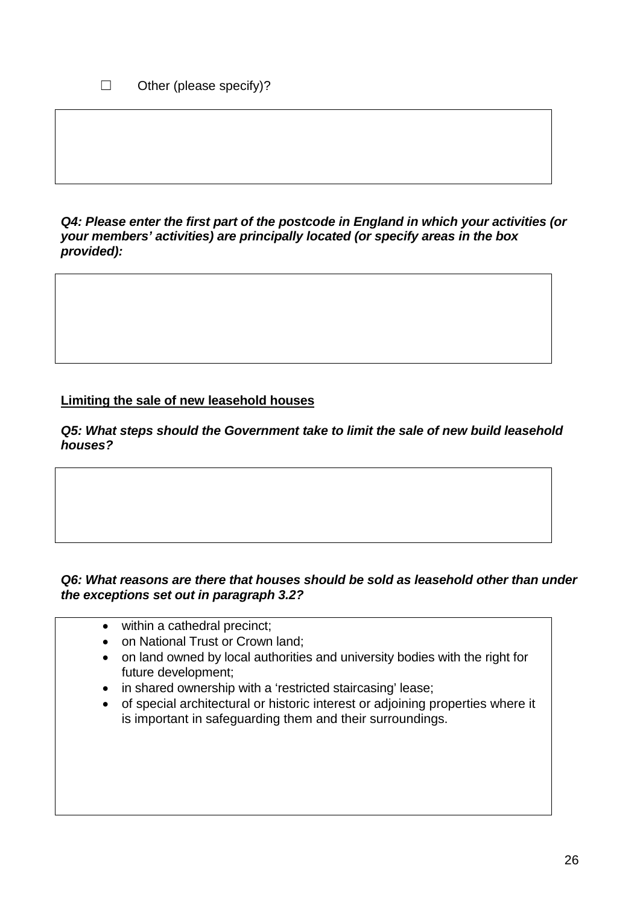☐ Other (please specify)?

***Q4: Please enter the first part of the postcode in England in which your activities (or your members' activities) are principally located (or specify areas in the box provided):***

**Limiting the sale of new leasehold houses**

***Q5: What steps should the Government take to limit the sale of new build leasehold houses?***

***Q6: What reasons are there that houses should be sold as leasehold other than under the exceptions set out in paragraph 3.2?***

- within a cathedral precinct;
- on National Trust or Crown land;
- on land owned by local authorities and university bodies with the right for future development;
- in shared ownership with a 'restricted staircasing' lease;
- of special architectural or historic interest or adjoining properties where it is important in safeguarding them and their surroundings.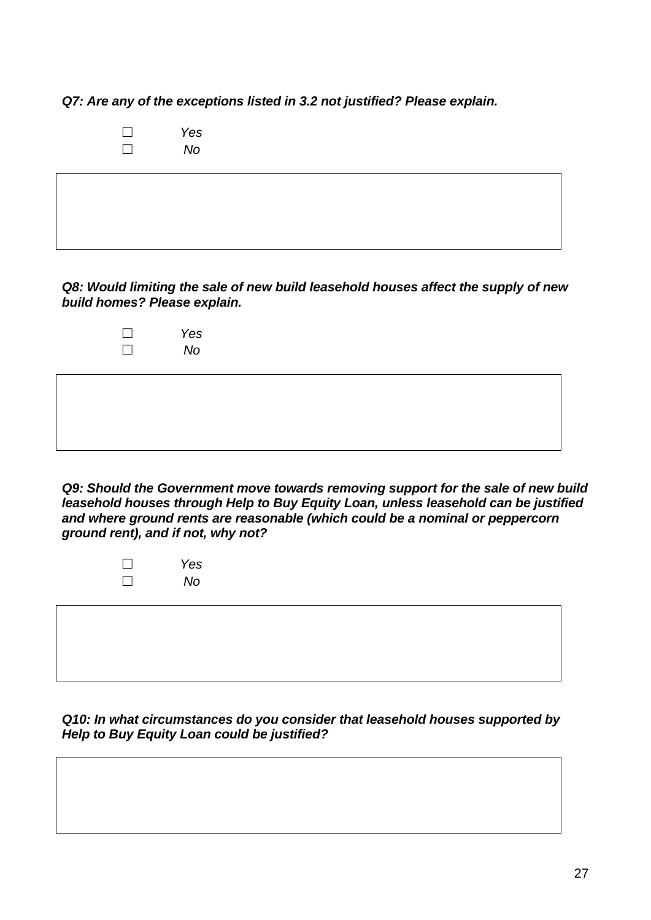***Q7: Are any of the exceptions listed in 3.2 not justified? Please explain.***

☐ *Yes*
☐ *No*

***Q8: Would limiting the sale of new build leasehold houses affect the supply of new build homes? Please explain.***

☐ *Yes*
☐ *No*

***Q9: Should the Government move towards removing support for the sale of new build leasehold houses through Help to Buy Equity Loan, unless leasehold can be justified and where ground rents are reasonable (which could be a nominal or peppercorn ground rent), and if not, why not?***

☐ *Yes*
☐ *No*

***Q10: In what circumstances do you consider that leasehold houses supported by Help to Buy Equity Loan could be justified?***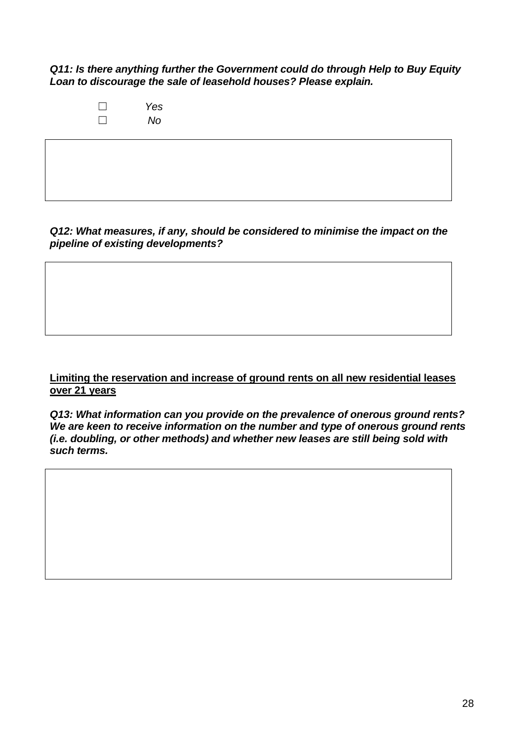***Q11: Is there anything further the Government could do through Help to Buy Equity Loan to discourage the sale of leasehold houses? Please explain.***

☐ *Yes*
☐ *No*

***Q12: What measures, if any, should be considered to minimise the impact on the pipeline of existing developments?***

<u>**Limiting the reservation and increase of ground rents on all new residential leases over 21 years**</u>

***Q13: What information can you provide on the prevalence of onerous ground rents? We are keen to receive information on the number and type of onerous ground rents (i.e. doubling, or other methods) and whether new leases are still being sold with such terms.***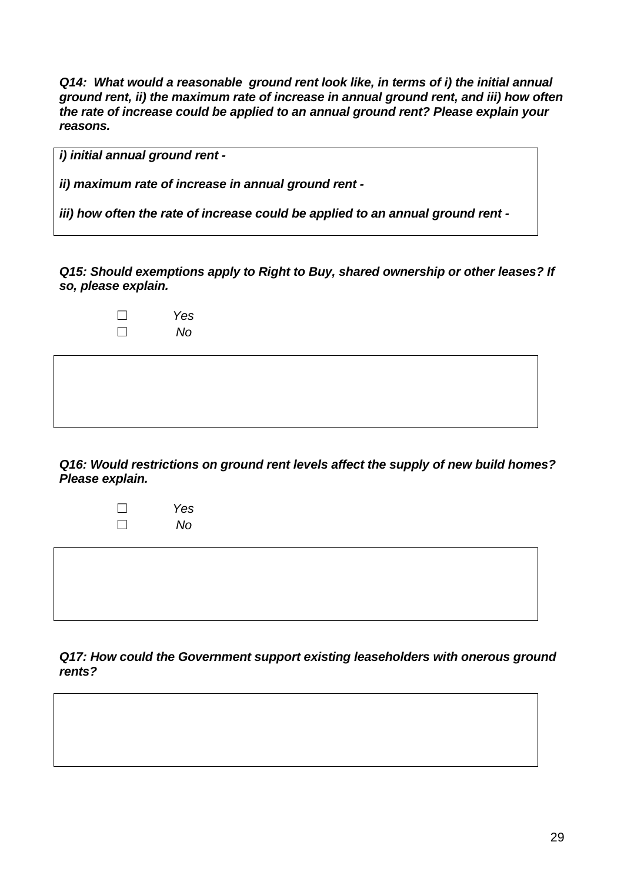***Q14: What would a reasonable ground rent look like, in terms of i) the initial annual ground rent, ii) the maximum rate of increase in annual ground rent, and iii) how often the rate of increase could be applied to an annual ground rent? Please explain your reasons.***

***i) initial annual ground rent -***

***ii) maximum rate of increase in annual ground rent -***

***iii) how often the rate of increase could be applied to an annual ground rent -***

***Q15: Should exemptions apply to Right to Buy, shared ownership or other leases? If so, please explain.***

☐ *Yes*
☐ *No*

***Q16: Would restrictions on ground rent levels affect the supply of new build homes? Please explain.***

☐ *Yes*
☐ *No*

***Q17: How could the Government support existing leaseholders with onerous ground rents?***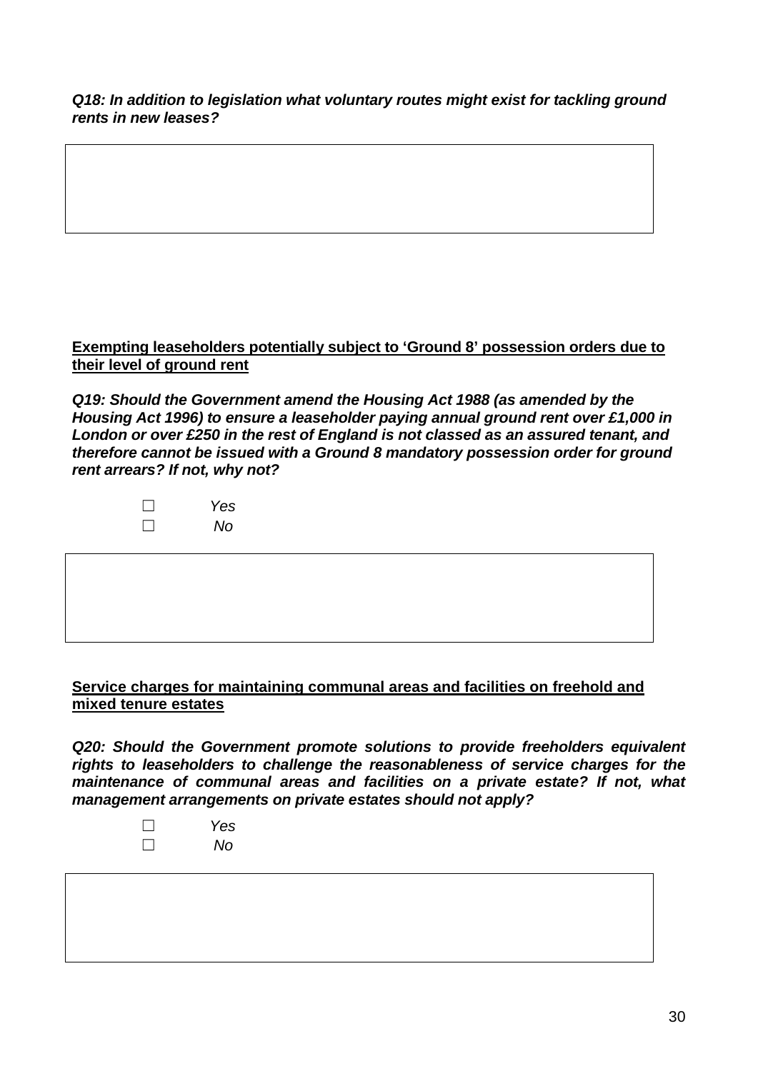***Q18: In addition to legislation what voluntary routes might exist for tackling ground rents in new leases?***

**Exempting leaseholders potentially subject to 'Ground 8' possession orders due to their level of ground rent**

***Q19: Should the Government amend the Housing Act 1988 (as amended by the Housing Act 1996) to ensure a leaseholder paying annual ground rent over £1,000 in London or over £250 in the rest of England is not classed as an assured tenant, and therefore cannot be issued with a Ground 8 mandatory possession order for ground rent arrears? If not, why not?***

☐ *Yes*
☐ *No*

**Service charges for maintaining communal areas and facilities on freehold and mixed tenure estates**

***Q20: Should the Government promote solutions to provide freeholders equivalent rights to leaseholders to challenge the reasonableness of service charges for the maintenance of communal areas and facilities on a private estate? If not, what management arrangements on private estates should not apply?***

☐ *Yes*
☐ *No*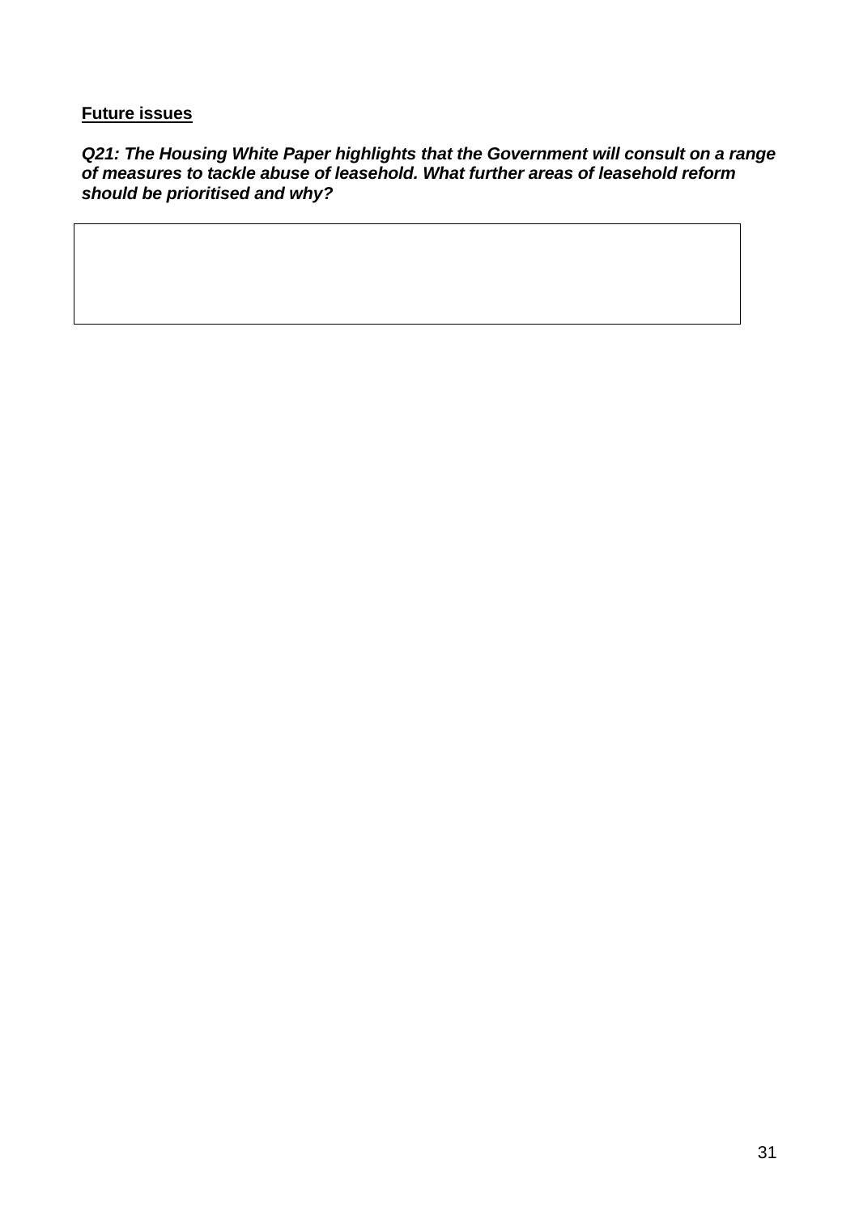**<u>Future issues</u>**

***Q21: The Housing White Paper highlights that the Government will consult on a range of measures to tackle abuse of leasehold. What further areas of leasehold reform should be prioritised and why?***

|  |
| --- |
|  |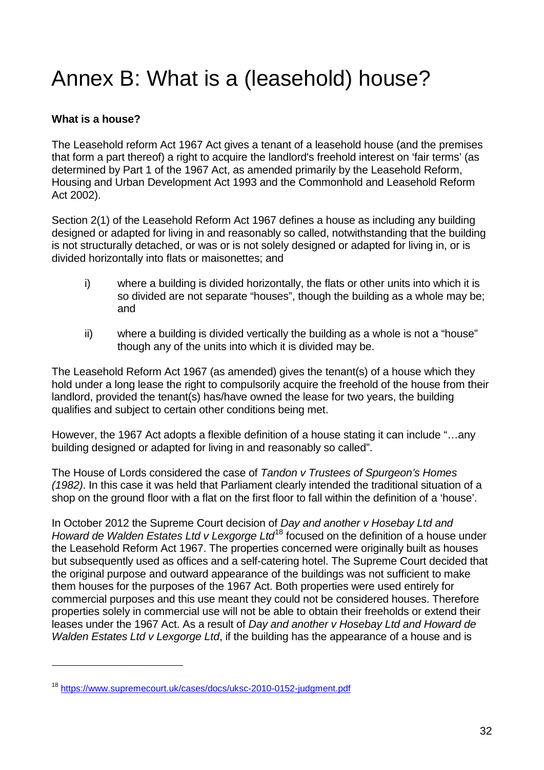# Annex B: What is a (leasehold) house?

**What is a house?**

The Leasehold reform Act 1967 Act gives a tenant of a leasehold house (and the premises that form a part thereof) a right to acquire the landlord's freehold interest on 'fair terms' (as determined by Part 1 of the 1967 Act, as amended primarily by the Leasehold Reform, Housing and Urban Development Act 1993 and the Commonhold and Leasehold Reform Act 2002).

Section 2(1) of the Leasehold Reform Act 1967 defines a house as including any building designed or adapted for living in and reasonably so called, notwithstanding that the building is not structurally detached, or was or is not solely designed or adapted for living in, or is divided horizontally into flats or maisonettes; and

i) where a building is divided horizontally, the flats or other units into which it is so divided are not separate "houses", though the building as a whole may be; and

ii) where a building is divided vertically the building as a whole is not a "house" though any of the units into which it is divided may be.

The Leasehold Reform Act 1967 (as amended) gives the tenant(s) of a house which they hold under a long lease the right to compulsorily acquire the freehold of the house from their landlord, provided the tenant(s) has/have owned the lease for two years, the building qualifies and subject to certain other conditions being met.

However, the 1967 Act adopts a flexible definition of a house stating it can include "…any building designed or adapted for living in and reasonably so called".

The House of Lords considered the case of *Tandon v Trustees of Spurgeon's Homes (1982)*. In this case it was held that Parliament clearly intended the traditional situation of a shop on the ground floor with a flat on the first floor to fall within the definition of a 'house'.

In October 2012 the Supreme Court decision of *Day and another v Hosebay Ltd and Howard de Walden Estates Ltd v Lexgorge Ltd*[18] focused on the definition of a house under the Leasehold Reform Act 1967. The properties concerned were originally built as houses but subsequently used as offices and a self-catering hotel. The Supreme Court decided that the original purpose and outward appearance of the buildings was not sufficient to make them houses for the purposes of the 1967 Act. Both properties were used entirely for commercial purposes and this use meant they could not be considered houses. Therefore properties solely in commercial use will not be able to obtain their freeholds or extend their leases under the 1967 Act. As a result of *Day and another v Hosebay Ltd and Howard de Walden Estates Ltd v Lexgorge Ltd*, if the building has the appearance of a house and is

---

[18] https://www.supremecourt.uk/cases/docs/uksc-2010-0152-judgment.pdf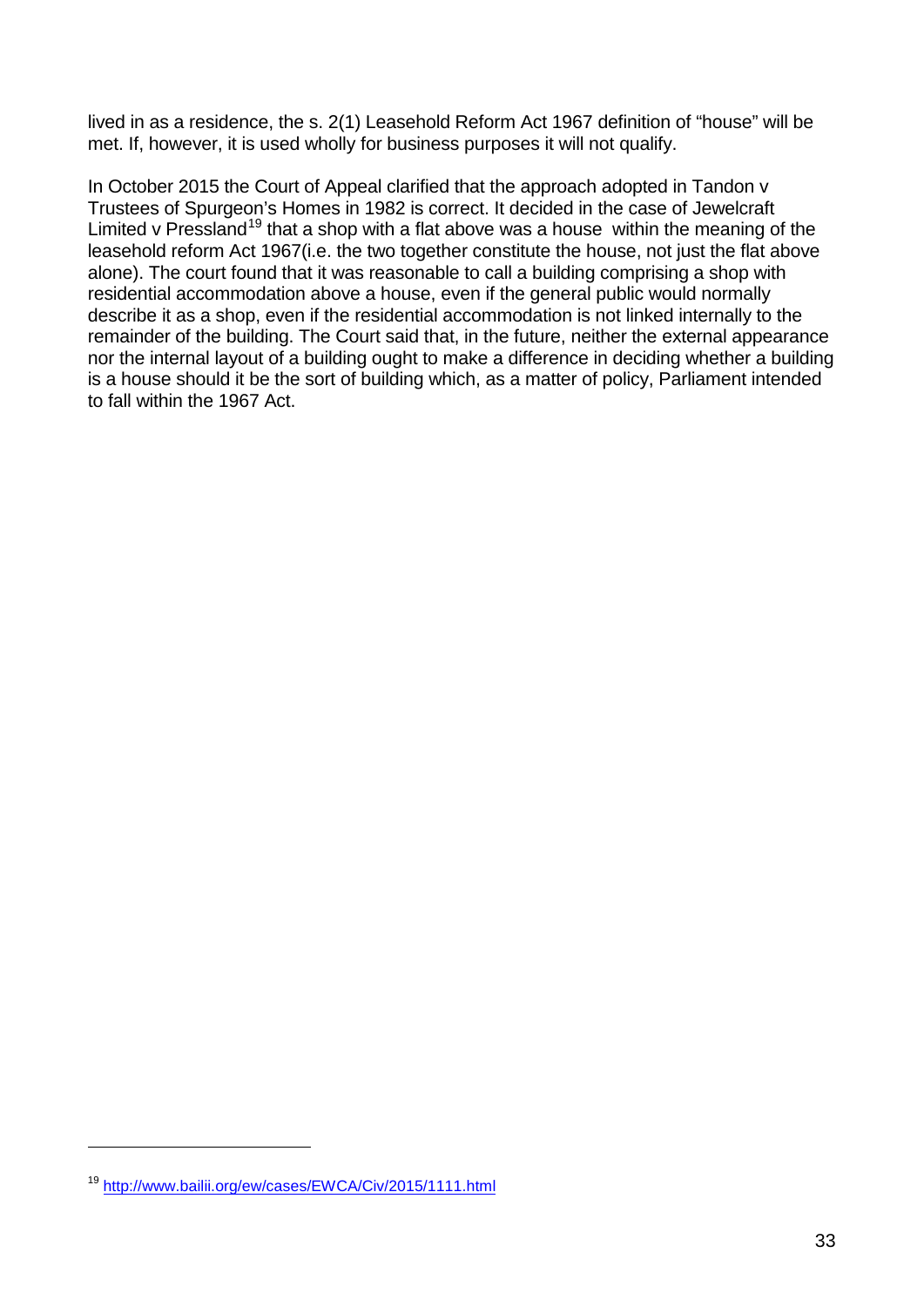lived in as a residence, the s. 2(1) Leasehold Reform Act 1967 definition of "house" will be met. If, however, it is used wholly for business purposes it will not qualify.

In October 2015 the Court of Appeal clarified that the approach adopted in Tandon v Trustees of Spurgeon's Homes in 1982 is correct. It decided in the case of Jewelcraft Limited v Pressland[19] that a shop with a flat above was a house within the meaning of the leasehold reform Act 1967(i.e. the two together constitute the house, not just the flat above alone). The court found that it was reasonable to call a building comprising a shop with residential accommodation above a house, even if the general public would normally describe it as a shop, even if the residential accommodation is not linked internally to the remainder of the building. The Court said that, in the future, neither the external appearance nor the internal layout of a building ought to make a difference in deciding whether a building is a house should it be the sort of building which, as a matter of policy, Parliament intended to fall within the 1967 Act.

---

[19] http://www.bailii.org/ew/cases/EWCA/Civ/2015/1111.html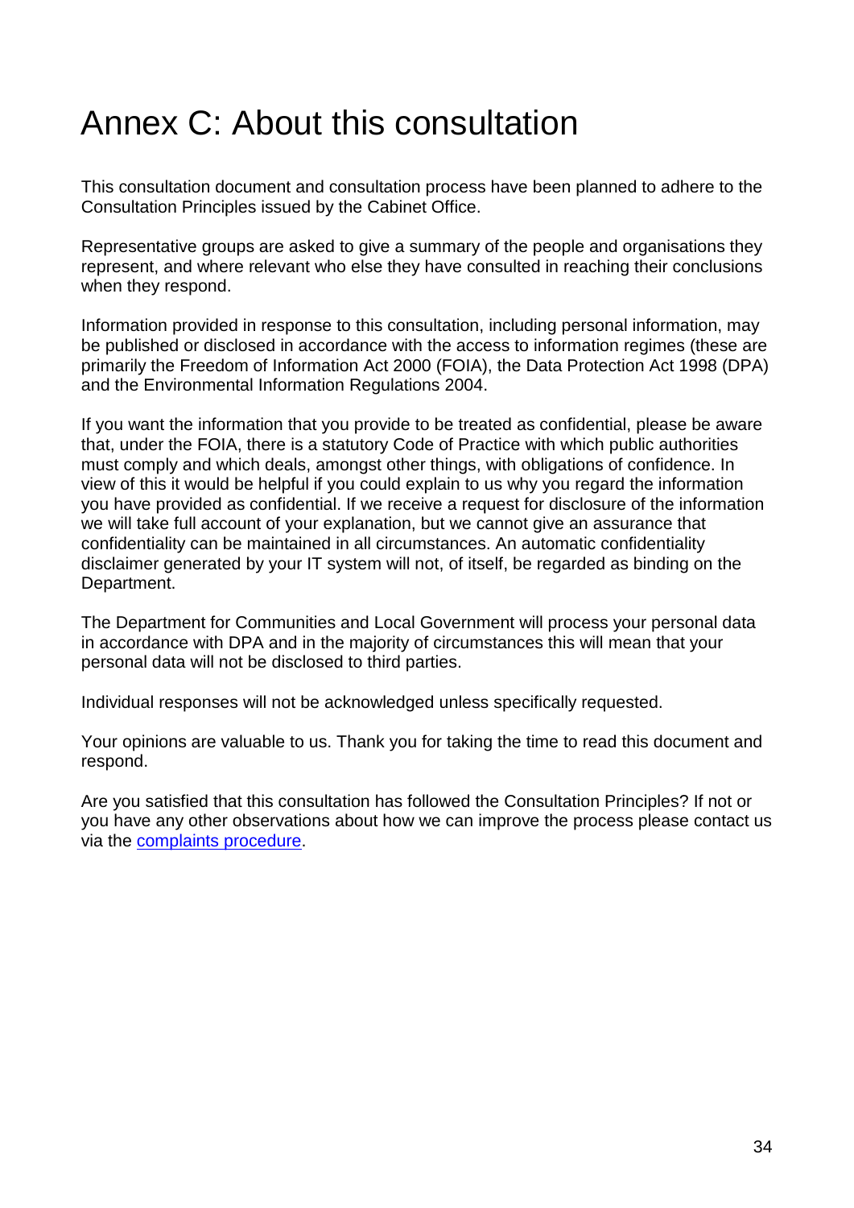# Annex C: About this consultation

This consultation document and consultation process have been planned to adhere to the Consultation Principles issued by the Cabinet Office.

Representative groups are asked to give a summary of the people and organisations they represent, and where relevant who else they have consulted in reaching their conclusions when they respond.

Information provided in response to this consultation, including personal information, may be published or disclosed in accordance with the access to information regimes (these are primarily the Freedom of Information Act 2000 (FOIA), the Data Protection Act 1998 (DPA) and the Environmental Information Regulations 2004.

If you want the information that you provide to be treated as confidential, please be aware that, under the FOIA, there is a statutory Code of Practice with which public authorities must comply and which deals, amongst other things, with obligations of confidence. In view of this it would be helpful if you could explain to us why you regard the information you have provided as confidential. If we receive a request for disclosure of the information we will take full account of your explanation, but we cannot give an assurance that confidentiality can be maintained in all circumstances. An automatic confidentiality disclaimer generated by your IT system will not, of itself, be regarded as binding on the Department.

The Department for Communities and Local Government will process your personal data in accordance with DPA and in the majority of circumstances this will mean that your personal data will not be disclosed to third parties.

Individual responses will not be acknowledged unless specifically requested.

Your opinions are valuable to us. Thank you for taking the time to read this document and respond.

Are you satisfied that this consultation has followed the Consultation Principles? If not or you have any other observations about how we can improve the process please contact us via the complaints procedure.